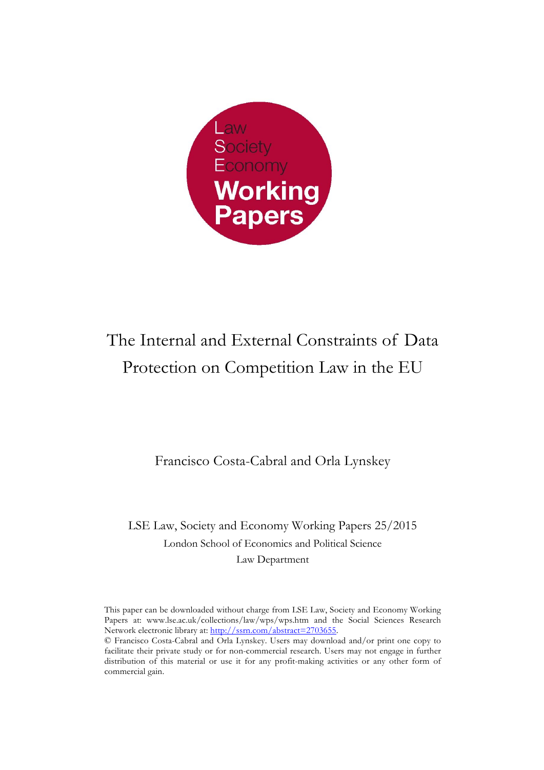Law
Society
Economy
**Working Papers**

# The Internal and External Constraints of Data Protection on Competition Law in the EU

Francisco Costa-Cabral and Orla Lynskey

LSE Law, Society and Economy Working Papers 25/2015
London School of Economics and Political Science
Law Department

This paper can be downloaded without charge from LSE Law, Society and Economy Working Papers at: www.lse.ac.uk/collections/law/wps/wps.htm and the Social Sciences Research Network electronic library at: [http://ssrn.com/abstract=2703655](http://ssrn.com/abstract=2703655).

© Francisco Costa-Cabral and Orla Lynskey. Users may download and/or print one copy to facilitate their private study or for non-commercial research. Users may not engage in further distribution of this material or use it for any profit-making activities or any other form of commercial gain.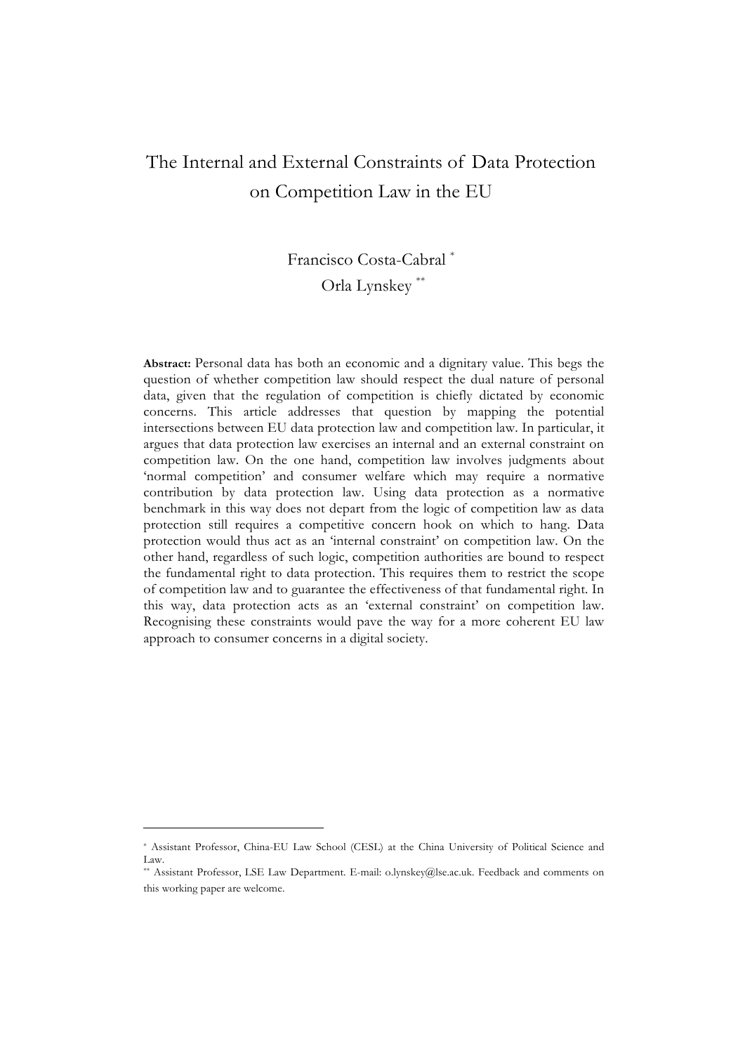# The Internal and External Constraints of Data Protection on Competition Law in the EU

Francisco Costa-Cabral [*]

Orla Lynskey [**]

**Abstract:** Personal data has both an economic and a dignitary value. This begs the question of whether competition law should respect the dual nature of personal data, given that the regulation of competition is chiefly dictated by economic concerns. This article addresses that question by mapping the potential intersections between EU data protection law and competition law. In particular, it argues that data protection law exercises an internal and an external constraint on competition law. On the one hand, competition law involves judgments about 'normal competition' and consumer welfare which may require a normative contribution by data protection law. Using data protection as a normative benchmark in this way does not depart from the logic of competition law as data protection still requires a competitive concern hook on which to hang. Data protection would thus act as an 'internal constraint' on competition law. On the other hand, regardless of such logic, competition authorities are bound to respect the fundamental right to data protection. This requires them to restrict the scope of competition law and to guarantee the effectiveness of that fundamental right. In this way, data protection acts as an 'external constraint' on competition law. Recognising these constraints would pave the way for a more coherent EU law approach to consumer concerns in a digital society.

---

[*] Assistant Professor, China-EU Law School (CESL) at the China University of Political Science and Law.

[**] Assistant Professor, LSE Law Department. E-mail: o.lynskey@lse.ac.uk. Feedback and comments on this working paper are welcome.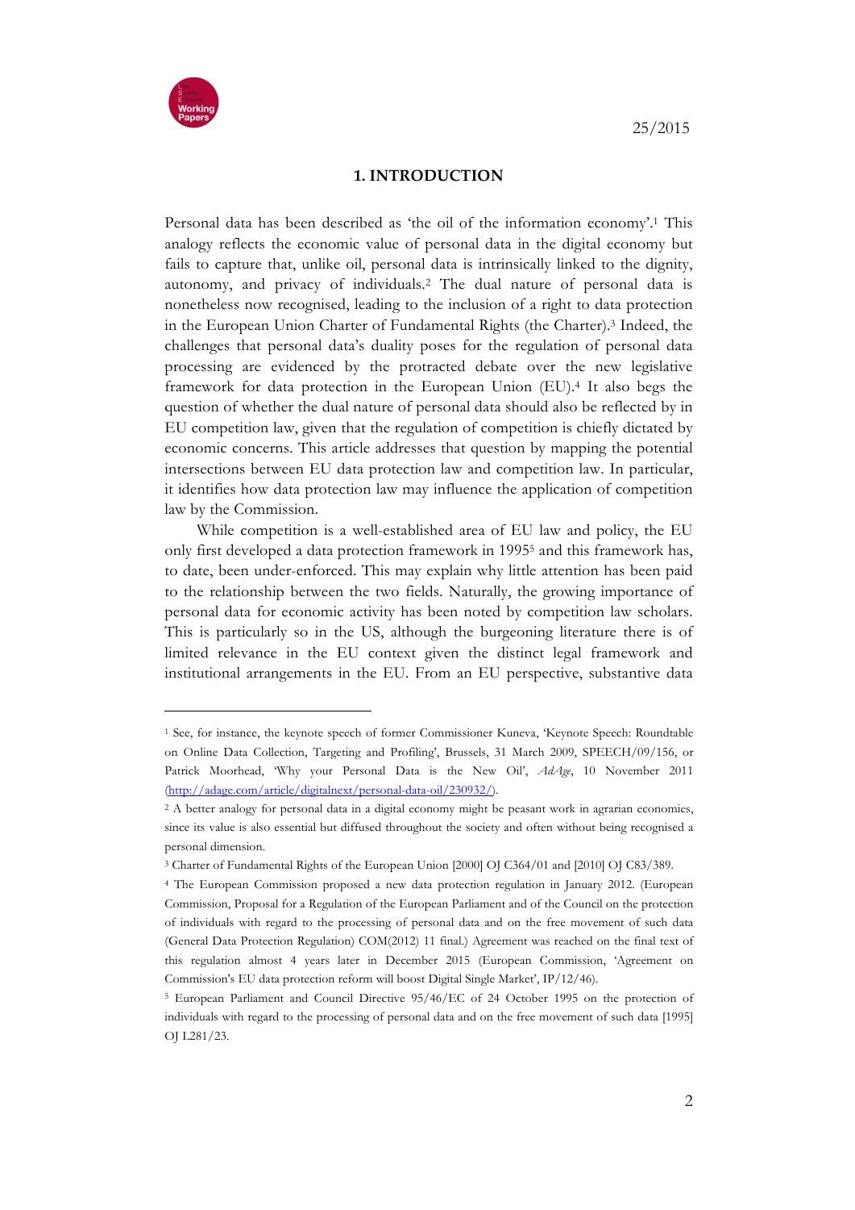## 1. INTRODUCTION

Personal data has been described as 'the oil of the information economy'.[1] This analogy reflects the economic value of personal data in the digital economy but fails to capture that, unlike oil, personal data is intrinsically linked to the dignity, autonomy, and privacy of individuals.[2] The dual nature of personal data is nonetheless now recognised, leading to the inclusion of a right to data protection in the European Union Charter of Fundamental Rights (the Charter).[3] Indeed, the challenges that personal data's duality poses for the regulation of personal data processing are evidenced by the protracted debate over the new legislative framework for data protection in the European Union (EU).[4] It also begs the question of whether the dual nature of personal data should also be reflected by in EU competition law, given that the regulation of competition is chiefly dictated by economic concerns. This article addresses that question by mapping the potential intersections between EU data protection law and competition law. In particular, it identifies how data protection law may influence the application of competition law by the Commission.

While competition is a well-established area of EU law and policy, the EU only first developed a data protection framework in 1995[5] and this framework has, to date, been under-enforced. This may explain why little attention has been paid to the relationship between the two fields. Naturally, the growing importance of personal data for economic activity has been noted by competition law scholars. This is particularly so in the US, although the burgeoning literature there is of limited relevance in the EU context given the distinct legal framework and institutional arrangements in the EU. From an EU perspective, substantive data

---

[1] See, for instance, the keynote speech of former Commissioner Kuneva, 'Keynote Speech: Roundtable on Online Data Collection, Targeting and Profiling', Brussels, 31 March 2009, SPEECH/09/156, or Patrick Moorhead, 'Why your Personal Data is the New Oil', *AdAge*, 10 November 2011 (http://adage.com/article/digitalnext/personal-data-oil/230932/).

[2] A better analogy for personal data in a digital economy might be peasant work in agrarian economies, since its value is also essential but diffused throughout the society and often without being recognised a personal dimension.

[3] Charter of Fundamental Rights of the European Union [2000] OJ C364/01 and [2010] OJ C83/389.

[4] The European Commission proposed a new data protection regulation in January 2012. (European Commission, Proposal for a Regulation of the European Parliament and of the Council on the protection of individuals with regard to the processing of personal data and on the free movement of such data (General Data Protection Regulation) COM(2012) 11 final.) Agreement was reached on the final text of this regulation almost 4 years later in December 2015 (European Commission, 'Agreement on Commission's EU data protection reform will boost Digital Single Market', IP/12/46).

[5] European Parliament and Council Directive 95/46/EC of 24 October 1995 on the protection of individuals with regard to the processing of personal data and on the free movement of such data [1995] OJ L281/23.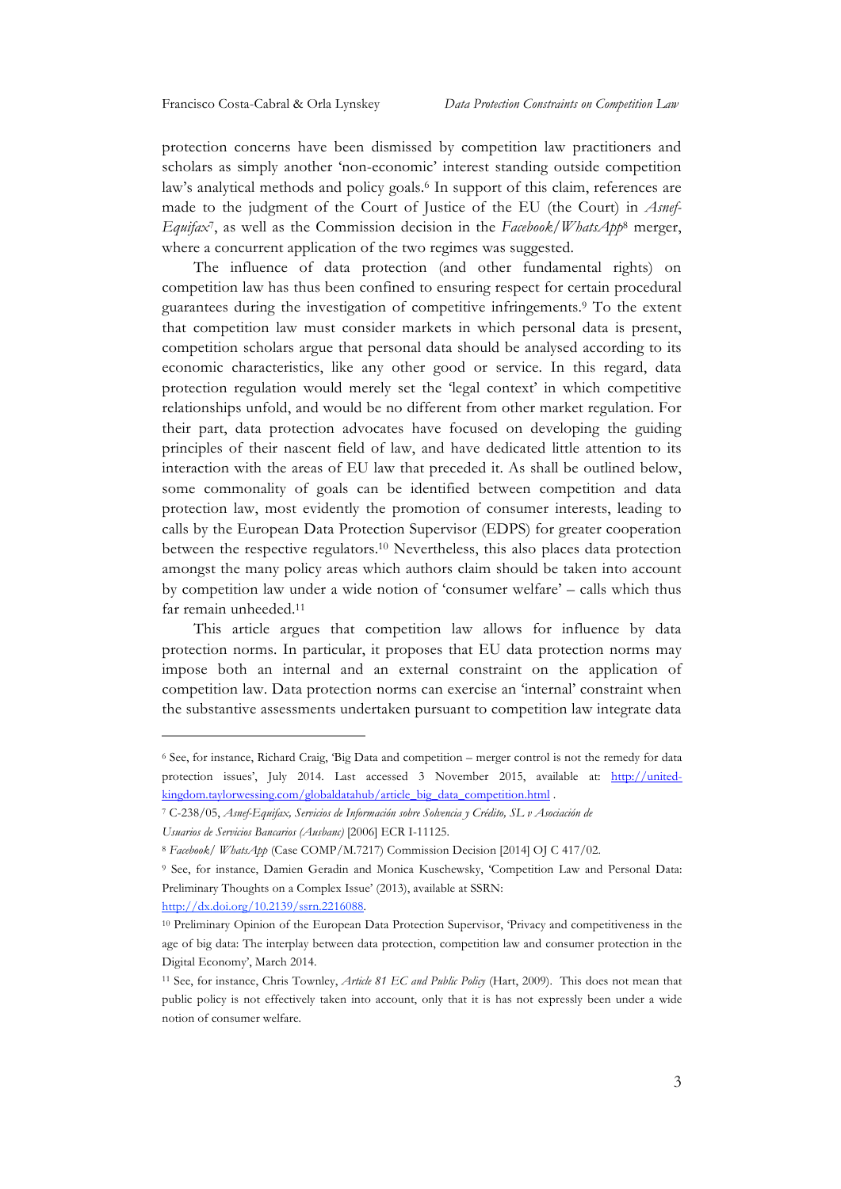protection concerns have been dismissed by competition law practitioners and scholars as simply another 'non-economic' interest standing outside competition law's analytical methods and policy goals.[6] In support of this claim, references are made to the judgment of the Court of Justice of the EU (the Court) in *Asnef-Equifax*[7], as well as the Commission decision in the *Facebook/WhatsApp*[8] merger, where a concurrent application of the two regimes was suggested.

The influence of data protection (and other fundamental rights) on competition law has thus been confined to ensuring respect for certain procedural guarantees during the investigation of competitive infringements.[9] To the extent that competition law must consider markets in which personal data is present, competition scholars argue that personal data should be analysed according to its economic characteristics, like any other good or service. In this regard, data protection regulation would merely set the 'legal context' in which competitive relationships unfold, and would be no different from other market regulation. For their part, data protection advocates have focused on developing the guiding principles of their nascent field of law, and have dedicated little attention to its interaction with the areas of EU law that preceded it. As shall be outlined below, some commonality of goals can be identified between competition and data protection law, most evidently the promotion of consumer interests, leading to calls by the European Data Protection Supervisor (EDPS) for greater cooperation between the respective regulators.[10] Nevertheless, this also places data protection amongst the many policy areas which authors claim should be taken into account by competition law under a wide notion of 'consumer welfare' – calls which thus far remain unheeded.[11]

This article argues that competition law allows for influence by data protection norms. In particular, it proposes that EU data protection norms may impose both an internal and an external constraint on the application of competition law. Data protection norms can exercise an 'internal' constraint when the substantive assessments undertaken pursuant to competition law integrate data

---

[6] See, for instance, Richard Craig, 'Big Data and competition – merger control is not the remedy for data protection issues', July 2014. Last accessed 3 November 2015, available at: http://united-kingdom.taylorwessing.com/globaldatahub/article_big_data_competition.html .

[7] C-238/05, *Asnef-Equifax, Servicios de Información sobre Solvencia y Crédito, SL v Asociación de Usuarios de Servicios Bancarios (Ausbanc)* [2006] ECR I-11125.

[8] *Facebook/ WhatsApp* (Case COMP/M.7217) Commission Decision [2014] OJ C 417/02.

[9] See, for instance, Damien Geradin and Monica Kuschewsky, 'Competition Law and Personal Data: Preliminary Thoughts on a Complex Issue' (2013), available at SSRN: http://dx.doi.org/10.2139/ssrn.2216088.

[10] Preliminary Opinion of the European Data Protection Supervisor, 'Privacy and competitiveness in the age of big data: The interplay between data protection, competition law and consumer protection in the Digital Economy', March 2014.

[11] See, for instance, Chris Townley, *Article 81 EC and Public Policy* (Hart, 2009). This does not mean that public policy is not effectively taken into account, only that it is has not expressly been under a wide notion of consumer welfare.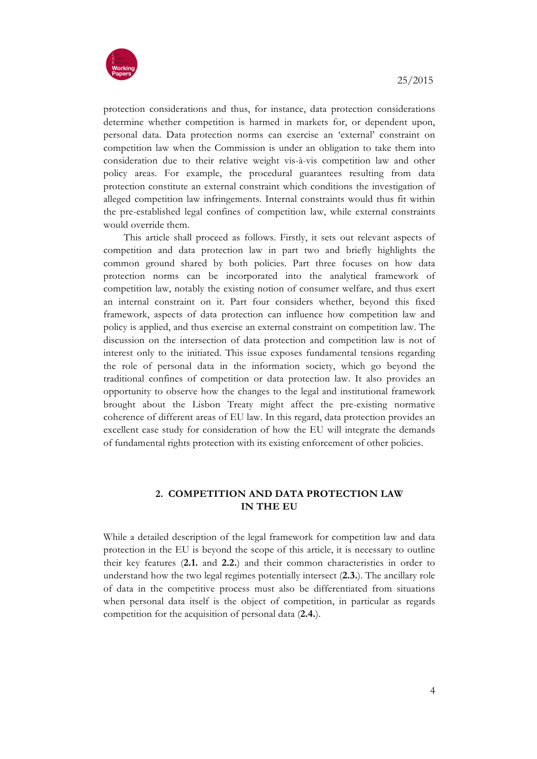protection considerations and thus, for instance, data protection considerations determine whether competition is harmed in markets for, or dependent upon, personal data. Data protection norms can exercise an 'external' constraint on competition law when the Commission is under an obligation to take them into consideration due to their relative weight vis-à-vis competition law and other policy areas. For example, the procedural guarantees resulting from data protection constitute an external constraint which conditions the investigation of alleged competition law infringements. Internal constraints would thus fit within the pre-established legal confines of competition law, while external constraints would override them.

This article shall proceed as follows. Firstly, it sets out relevant aspects of competition and data protection law in part two and briefly highlights the common ground shared by both policies. Part three focuses on how data protection norms can be incorporated into the analytical framework of competition law, notably the existing notion of consumer welfare, and thus exert an internal constraint on it. Part four considers whether, beyond this fixed framework, aspects of data protection can influence how competition law and policy is applied, and thus exercise an external constraint on competition law. The discussion on the intersection of data protection and competition law is not of interest only to the initiated. This issue exposes fundamental tensions regarding the role of personal data in the information society, which go beyond the traditional confines of competition or data protection law. It also provides an opportunity to observe how the changes to the legal and institutional framework brought about the Lisbon Treaty might affect the pre-existing normative coherence of different areas of EU law. In this regard, data protection provides an excellent case study for consideration of how the EU will integrate the demands of fundamental rights protection with its existing enforcement of other policies.

## 2. COMPETITION AND DATA PROTECTION LAW IN THE EU

While a detailed description of the legal framework for competition law and data protection in the EU is beyond the scope of this article, it is necessary to outline their key features (**2.1.** and **2.2.**) and their common characteristics in order to understand how the two legal regimes potentially intersect (**2.3.**). The ancillary role of data in the competitive process must also be differentiated from situations when personal data itself is the object of competition, in particular as regards competition for the acquisition of personal data (**2.4.**).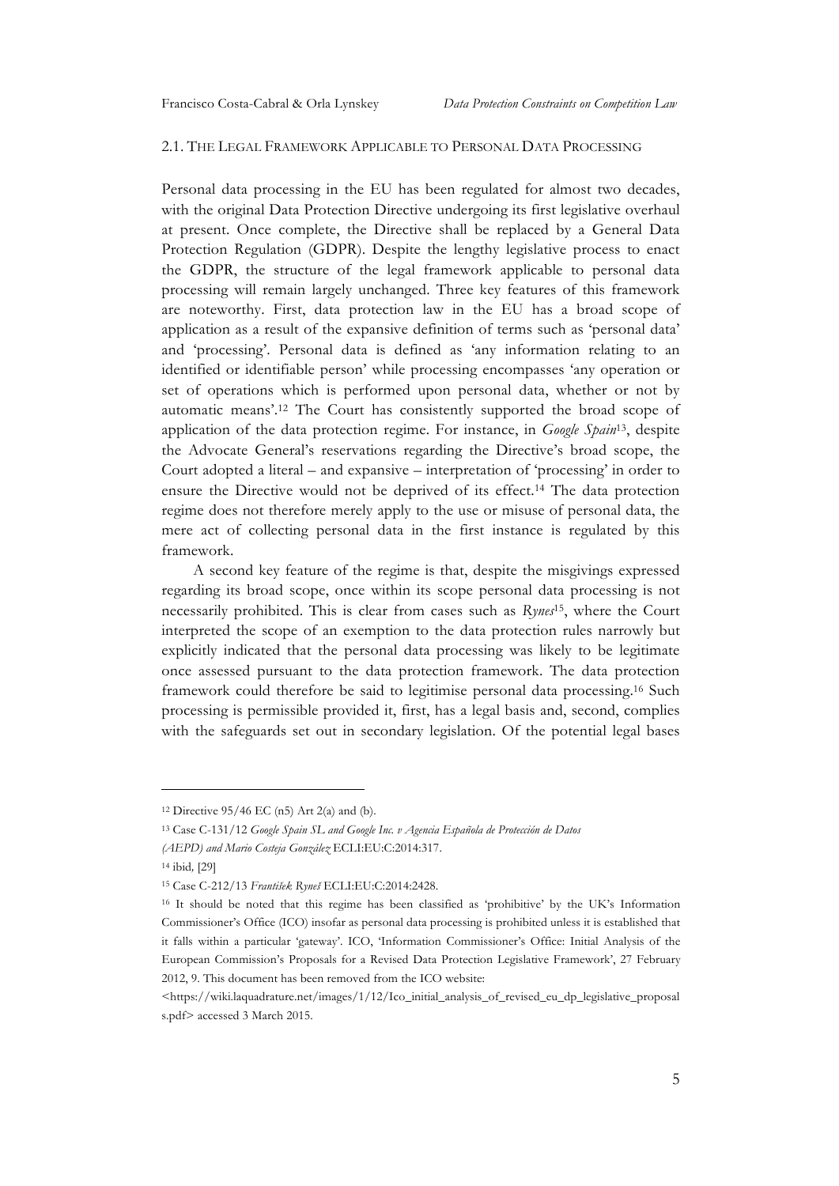## 2.1. THE LEGAL FRAMEWORK APPLICABLE TO PERSONAL DATA PROCESSING

Personal data processing in the EU has been regulated for almost two decades, with the original Data Protection Directive undergoing its first legislative overhaul at present. Once complete, the Directive shall be replaced by a General Data Protection Regulation (GDPR). Despite the lengthy legislative process to enact the GDPR, the structure of the legal framework applicable to personal data processing will remain largely unchanged. Three key features of this framework are noteworthy. First, data protection law in the EU has a broad scope of application as a result of the expansive definition of terms such as 'personal data' and 'processing'. Personal data is defined as 'any information relating to an identified or identifiable person' while processing encompasses 'any operation or set of operations which is performed upon personal data, whether or not by automatic means'.[12] The Court has consistently supported the broad scope of application of the data protection regime. For instance, in *Google Spain*[13], despite the Advocate General's reservations regarding the Directive's broad scope, the Court adopted a literal – and expansive – interpretation of 'processing' in order to ensure the Directive would not be deprived of its effect.[14] The data protection regime does not therefore merely apply to the use or misuse of personal data, the mere act of collecting personal data in the first instance is regulated by this framework.

A second key feature of the regime is that, despite the misgivings expressed regarding its broad scope, once within its scope personal data processing is not necessarily prohibited. This is clear from cases such as *Rynes*[15], where the Court interpreted the scope of an exemption to the data protection rules narrowly but explicitly indicated that the personal data processing was likely to be legitimate once assessed pursuant to the data protection framework. The data protection framework could therefore be said to legitimise personal data processing.[16] Such processing is permissible provided it, first, has a legal basis and, second, complies with the safeguards set out in secondary legislation. Of the potential legal bases

---

[12] Directive 95/46 EC (n5) Art 2(a) and (b).

[13] Case C-131/12 *Google Spain SL and Google Inc. v Agencia Española de Protección de Datos (AEPD) and Mario Costeja González* ECLI:EU:C:2014:317.

[14] ibid, [29]

[15] Case C-212/13 *František Ryneš* ECLI:EU:C:2014:2428.

[16] It should be noted that this regime has been classified as 'prohibitive' by the UK's Information Commissioner's Office (ICO) insofar as personal data processing is prohibited unless it is established that it falls within a particular 'gateway'. ICO, 'Information Commissioner's Office: Initial Analysis of the European Commission's Proposals for a Revised Data Protection Legislative Framework', 27 February 2012, 9. This document has been removed from the ICO website: <https://wiki.laquadrature.net/images/1/12/Ico_initial_analysis_of_revised_eu_dp_legislative_proposals.pdf> accessed 3 March 2015.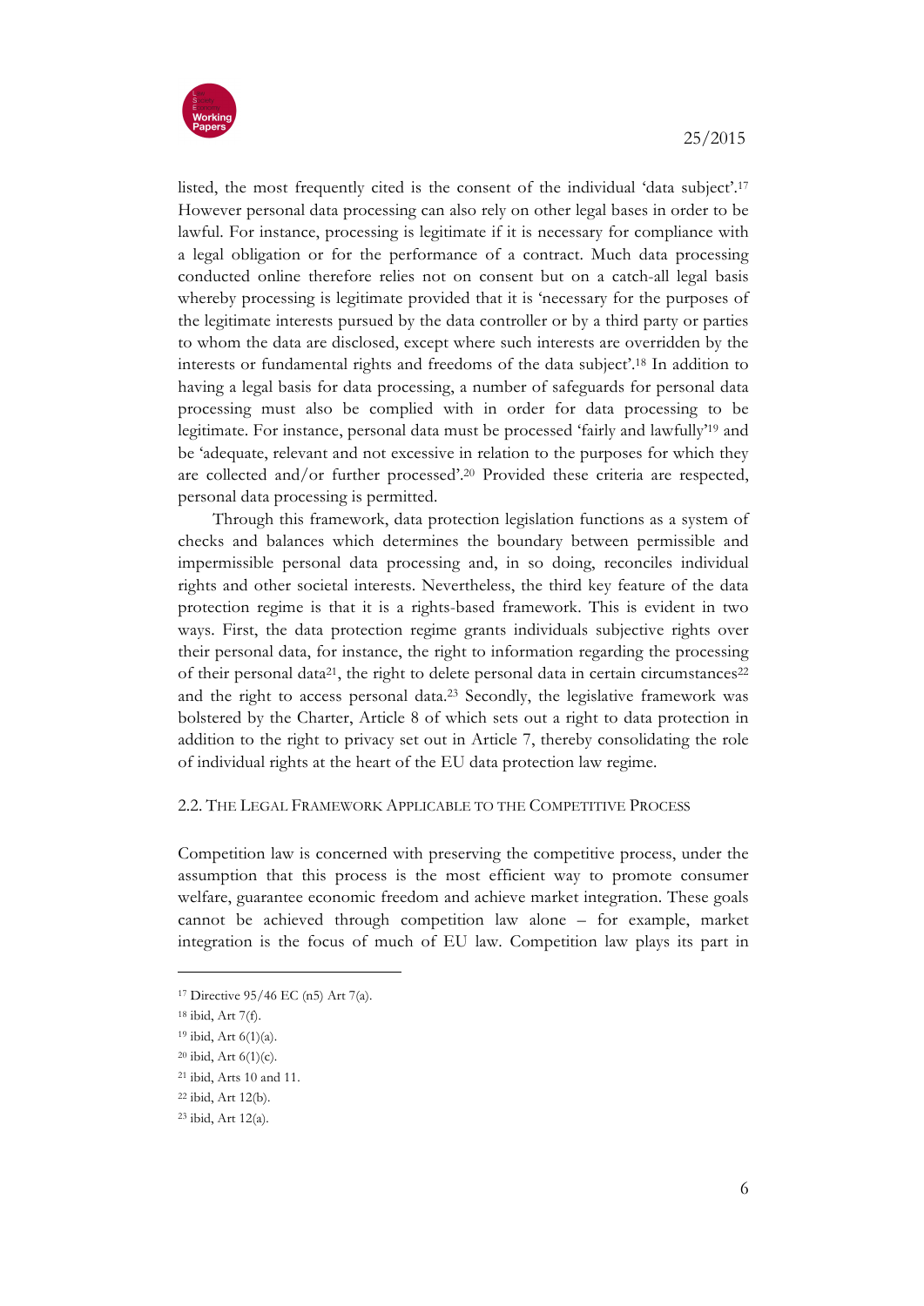listed, the most frequently cited is the consent of the individual 'data subject'.[17] However personal data processing can also rely on other legal bases in order to be lawful. For instance, processing is legitimate if it is necessary for compliance with a legal obligation or for the performance of a contract. Much data processing conducted online therefore relies not on consent but on a catch-all legal basis whereby processing is legitimate provided that it is 'necessary for the purposes of the legitimate interests pursued by the data controller or by a third party or parties to whom the data are disclosed, except where such interests are overridden by the interests or fundamental rights and freedoms of the data subject'.[18] In addition to having a legal basis for data processing, a number of safeguards for personal data processing must also be complied with in order for data processing to be legitimate. For instance, personal data must be processed 'fairly and lawfully'[19] and be 'adequate, relevant and not excessive in relation to the purposes for which they are collected and/or further processed'.[20] Provided these criteria are respected, personal data processing is permitted.

Through this framework, data protection legislation functions as a system of checks and balances which determines the boundary between permissible and impermissible personal data processing and, in so doing, reconciles individual rights and other societal interests. Nevertheless, the third key feature of the data protection regime is that it is a rights-based framework. This is evident in two ways. First, the data protection regime grants individuals subjective rights over their personal data, for instance, the right to information regarding the processing of their personal data[21], the right to delete personal data in certain circumstances[22] and the right to access personal data.[23] Secondly, the legislative framework was bolstered by the Charter, Article 8 of which sets out a right to data protection in addition to the right to privacy set out in Article 7, thereby consolidating the role of individual rights at the heart of the EU data protection law regime.

### 2.2. The Legal Framework Applicable to the Competitive Process

Competition law is concerned with preserving the competitive process, under the assumption that this process is the most efficient way to promote consumer welfare, guarantee economic freedom and achieve market integration. These goals cannot be achieved through competition law alone – for example, market integration is the focus of much of EU law. Competition law plays its part in

---

[17] Directive 95/46 EC (n5) Art 7(a).

[18] ibid, Art 7(f).

[19] ibid, Art 6(1)(a).

[20] ibid, Art 6(1)(c).

[21] ibid, Arts 10 and 11.

[22] ibid, Art 12(b).

[23] ibid, Art 12(a).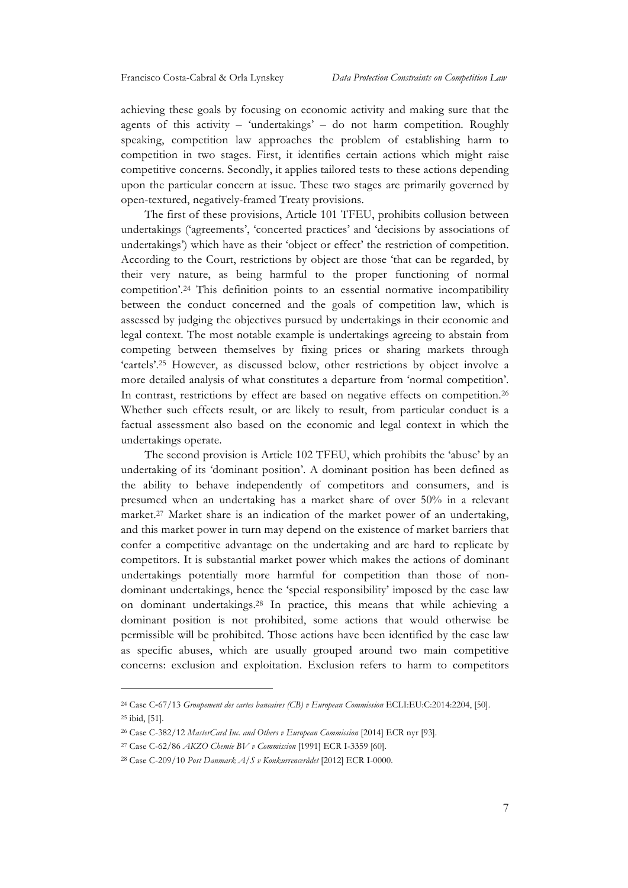achieving these goals by focusing on economic activity and making sure that the agents of this activity – 'undertakings' – do not harm competition. Roughly speaking, competition law approaches the problem of establishing harm to competition in two stages. First, it identifies certain actions which might raise competitive concerns. Secondly, it applies tailored tests to these actions depending upon the particular concern at issue. These two stages are primarily governed by open-textured, negatively-framed Treaty provisions.

The first of these provisions, Article 101 TFEU, prohibits collusion between undertakings ('agreements', 'concerted practices' and 'decisions by associations of undertakings') which have as their 'object or effect' the restriction of competition. According to the Court, restrictions by object are those 'that can be regarded, by their very nature, as being harmful to the proper functioning of normal competition'.[24] This definition points to an essential normative incompatibility between the conduct concerned and the goals of competition law, which is assessed by judging the objectives pursued by undertakings in their economic and legal context. The most notable example is undertakings agreeing to abstain from competing between themselves by fixing prices or sharing markets through 'cartels'.[25] However, as discussed below, other restrictions by object involve a more detailed analysis of what constitutes a departure from 'normal competition'. In contrast, restrictions by effect are based on negative effects on competition.[26] Whether such effects result, or are likely to result, from particular conduct is a factual assessment also based on the economic and legal context in which the undertakings operate.

The second provision is Article 102 TFEU, which prohibits the 'abuse' by an undertaking of its 'dominant position'. A dominant position has been defined as the ability to behave independently of competitors and consumers, and is presumed when an undertaking has a market share of over 50% in a relevant market.[27] Market share is an indication of the market power of an undertaking, and this market power in turn may depend on the existence of market barriers that confer a competitive advantage on the undertaking and are hard to replicate by competitors. It is substantial market power which makes the actions of dominant undertakings potentially more harmful for competition than those of non-dominant undertakings, hence the 'special responsibility' imposed by the case law on dominant undertakings.[28] In practice, this means that while achieving a dominant position is not prohibited, some actions that would otherwise be permissible will be prohibited. Those actions have been identified by the case law as specific abuses, which are usually grouped around two main competitive concerns: exclusion and exploitation. Exclusion refers to harm to competitors

---

[24] Case C-67/13 *Groupement des cartes bancaires (CB) v European Commission* ECLI:EU:C:2014:2204, [50].

[25] ibid, [51].

[26] Case C-382/12 *MasterCard Inc. and Others v European Commission* [2014] ECR nyr [93].

[27] Case C-62/86 *AKZO Chemie BV v Commission* [1991] ECR I-3359 [60].

[28] Case C-209/10 *Post Danmark A/S v Konkurrencerådet* [2012] ECR I-0000.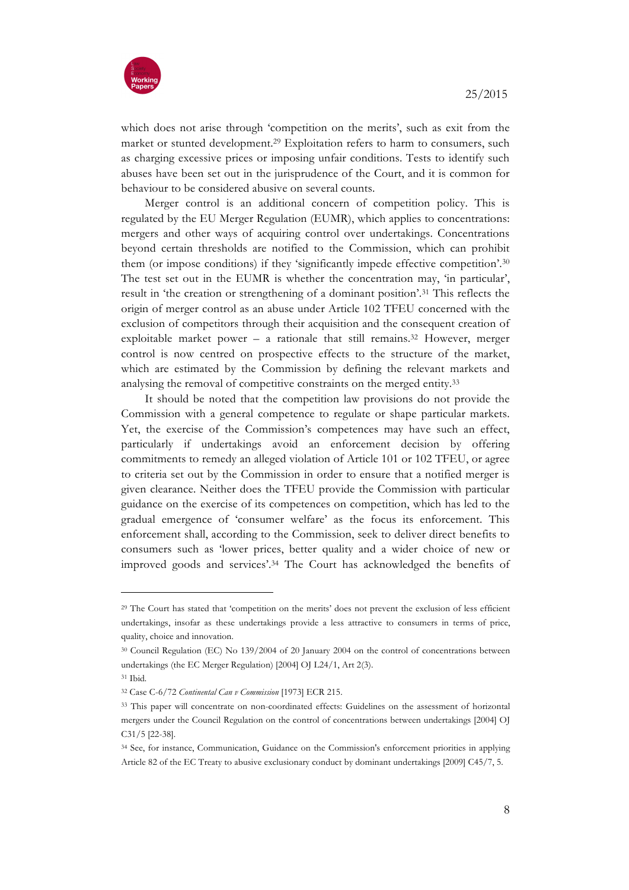which does not arise through 'competition on the merits', such as exit from the market or stunted development.[29] Exploitation refers to harm to consumers, such as charging excessive prices or imposing unfair conditions. Tests to identify such abuses have been set out in the jurisprudence of the Court, and it is common for behaviour to be considered abusive on several counts.

Merger control is an additional concern of competition policy. This is regulated by the EU Merger Regulation (EUMR), which applies to concentrations: mergers and other ways of acquiring control over undertakings. Concentrations beyond certain thresholds are notified to the Commission, which can prohibit them (or impose conditions) if they 'significantly impede effective competition'.[30] The test set out in the EUMR is whether the concentration may, 'in particular', result in 'the creation or strengthening of a dominant position'.[31] This reflects the origin of merger control as an abuse under Article 102 TFEU concerned with the exclusion of competitors through their acquisition and the consequent creation of exploitable market power – a rationale that still remains.[32] However, merger control is now centred on prospective effects to the structure of the market, which are estimated by the Commission by defining the relevant markets and analysing the removal of competitive constraints on the merged entity.[33]

It should be noted that the competition law provisions do not provide the Commission with a general competence to regulate or shape particular markets. Yet, the exercise of the Commission's competences may have such an effect, particularly if undertakings avoid an enforcement decision by offering commitments to remedy an alleged violation of Article 101 or 102 TFEU, or agree to criteria set out by the Commission in order to ensure that a notified merger is given clearance. Neither does the TFEU provide the Commission with particular guidance on the exercise of its competences on competition, which has led to the gradual emergence of 'consumer welfare' as the focus its enforcement. This enforcement shall, according to the Commission, seek to deliver direct benefits to consumers such as 'lower prices, better quality and a wider choice of new or improved goods and services'.[34] The Court has acknowledged the benefits of

---

[29] The Court has stated that 'competition on the merits' does not prevent the exclusion of less efficient undertakings, insofar as these undertakings provide a less attractive to consumers in terms of price, quality, choice and innovation.

[30] Council Regulation (EC) No 139/2004 of 20 January 2004 on the control of concentrations between undertakings (the EC Merger Regulation) [2004] OJ L24/1, Art 2(3).

[31] Ibid.

[32] Case C-6/72 *Continental Can v Commission* [1973] ECR 215.

[33] This paper will concentrate on non-coordinated effects: Guidelines on the assessment of horizontal mergers under the Council Regulation on the control of concentrations between undertakings [2004] OJ C31/5 [22-38].

[34] See, for instance, Communication, Guidance on the Commission's enforcement priorities in applying Article 82 of the EC Treaty to abusive exclusionary conduct by dominant undertakings [2009] C45/7, 5.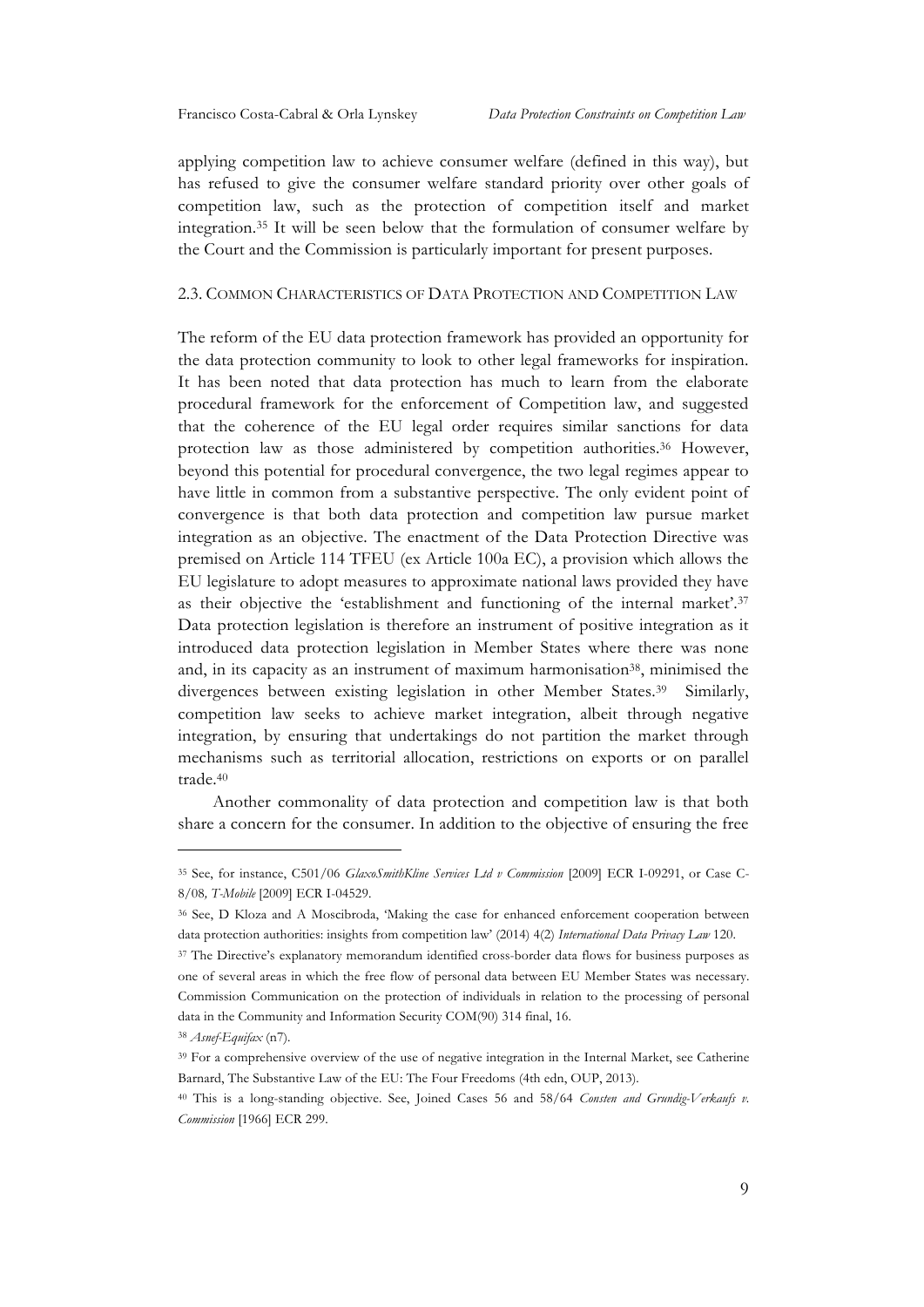applying competition law to achieve consumer welfare (defined in this way), but has refused to give the consumer welfare standard priority over other goals of competition law, such as the protection of competition itself and market integration.[35] It will be seen below that the formulation of consumer welfare by the Court and the Commission is particularly important for present purposes.

### 2.3. Common Characteristics of Data Protection and Competition Law

The reform of the EU data protection framework has provided an opportunity for the data protection community to look to other legal frameworks for inspiration. It has been noted that data protection has much to learn from the elaborate procedural framework for the enforcement of Competition law, and suggested that the coherence of the EU legal order requires similar sanctions for data protection law as those administered by competition authorities.[36] However, beyond this potential for procedural convergence, the two legal regimes appear to have little in common from a substantive perspective. The only evident point of convergence is that both data protection and competition law pursue market integration as an objective. The enactment of the Data Protection Directive was premised on Article 114 TFEU (ex Article 100a EC), a provision which allows the EU legislature to adopt measures to approximate national laws provided they have as their objective the 'establishment and functioning of the internal market'.[37] Data protection legislation is therefore an instrument of positive integration as it introduced data protection legislation in Member States where there was none and, in its capacity as an instrument of maximum harmonisation[38], minimised the divergences between existing legislation in other Member States.[39] Similarly, competition law seeks to achieve market integration, albeit through negative integration, by ensuring that undertakings do not partition the market through mechanisms such as territorial allocation, restrictions on exports or on parallel trade.[40]

Another commonality of data protection and competition law is that both share a concern for the consumer. In addition to the objective of ensuring the free

---

[35] See, for instance, C501/06 *GlaxoSmithKline Services Ltd v Commission* [2009] ECR I-09291, or Case C-8/08*, T-Mobile* [2009] ECR I-04529.

[36] See, D Kloza and A Moscibroda, 'Making the case for enhanced enforcement cooperation between data protection authorities: insights from competition law' (2014) 4(2) *International Data Privacy Law* 120.

[37] The Directive's explanatory memorandum identified cross-border data flows for business purposes as one of several areas in which the free flow of personal data between EU Member States was necessary. Commission Communication on the protection of individuals in relation to the processing of personal data in the Community and Information Security COM(90) 314 final, 16.

[38] *Asnef-Equifax* (n7).

[39] For a comprehensive overview of the use of negative integration in the Internal Market, see Catherine Barnard, The Substantive Law of the EU: The Four Freedoms (4th edn, OUP, 2013).

[40] This is a long-standing objective. See, Joined Cases 56 and 58/64 *Consten and Grundig-Verkaufs v. Commission* [1966] ECR 299.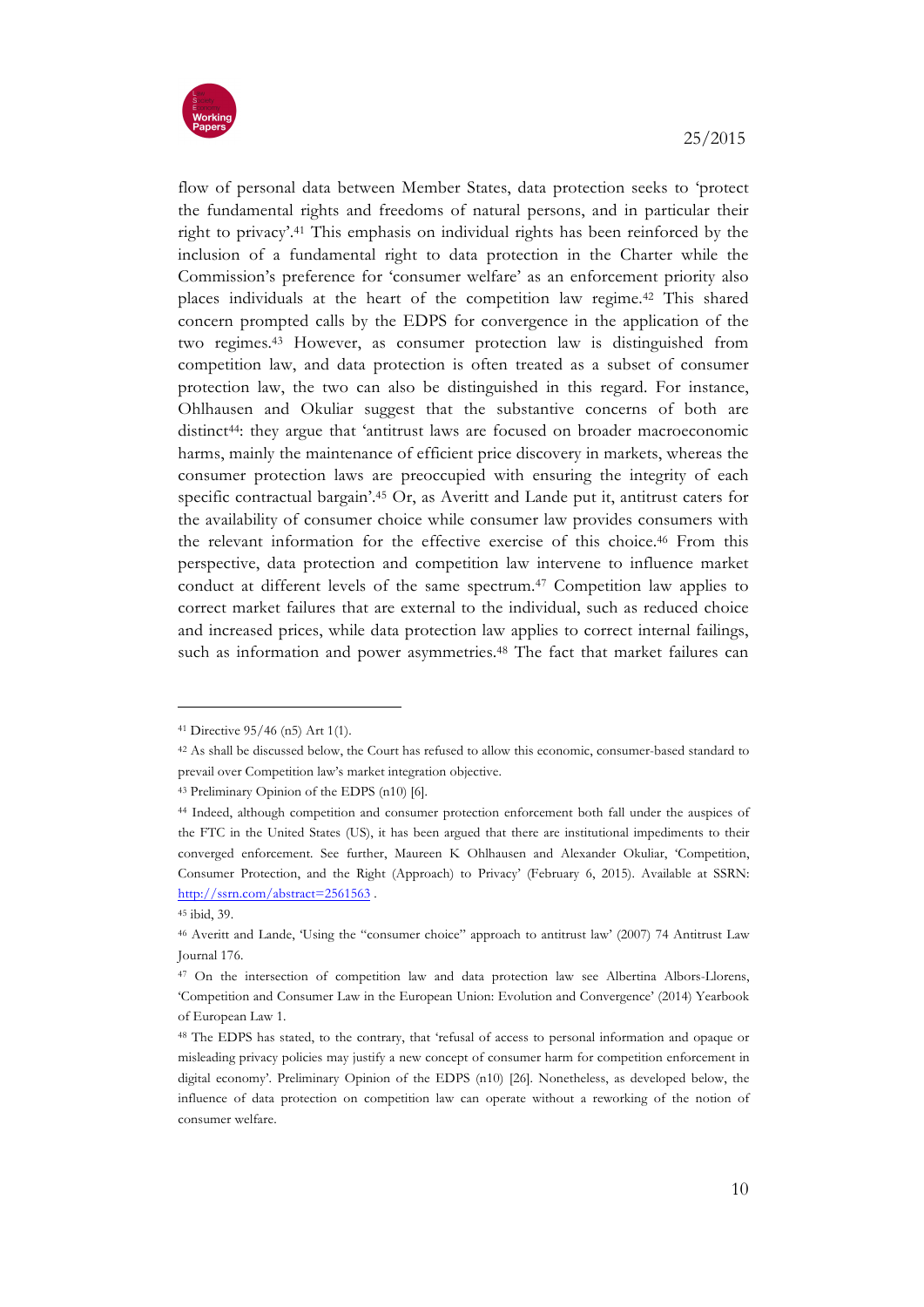flow of personal data between Member States, data protection seeks to 'protect the fundamental rights and freedoms of natural persons, and in particular their right to privacy'.[41] This emphasis on individual rights has been reinforced by the inclusion of a fundamental right to data protection in the Charter while the Commission's preference for 'consumer welfare' as an enforcement priority also places individuals at the heart of the competition law regime.[42] This shared concern prompted calls by the EDPS for convergence in the application of the two regimes.[43] However, as consumer protection law is distinguished from competition law, and data protection is often treated as a subset of consumer protection law, the two can also be distinguished in this regard. For instance, Ohlhausen and Okuliar suggest that the substantive concerns of both are distinct[44]: they argue that 'antitrust laws are focused on broader macroeconomic harms, mainly the maintenance of efficient price discovery in markets, whereas the consumer protection laws are preoccupied with ensuring the integrity of each specific contractual bargain'.[45] Or, as Averitt and Lande put it, antitrust caters for the availability of consumer choice while consumer law provides consumers with the relevant information for the effective exercise of this choice.[46] From this perspective, data protection and competition law intervene to influence market conduct at different levels of the same spectrum.[47] Competition law applies to correct market failures that are external to the individual, such as reduced choice and increased prices, while data protection law applies to correct internal failings, such as information and power asymmetries.[48] The fact that market failures can

---

[41] Directive 95/46 (n5) Art 1(1).

[42] As shall be discussed below, the Court has refused to allow this economic, consumer-based standard to prevail over Competition law's market integration objective.

[43] Preliminary Opinion of the EDPS (n10) [6].

[44] Indeed, although competition and consumer protection enforcement both fall under the auspices of the FTC in the United States (US), it has been argued that there are institutional impediments to their converged enforcement. See further, Maureen K Ohlhausen and Alexander Okuliar, 'Competition, Consumer Protection, and the Right (Approach) to Privacy' (February 6, 2015). Available at SSRN: http://ssrn.com/abstract=2561563 .

[45] ibid, 39.

[46] Averitt and Lande, 'Using the "consumer choice" approach to antitrust law' (2007) 74 Antitrust Law Journal 176.

[47] On the intersection of competition law and data protection law see Albertina Albors-Llorens, 'Competition and Consumer Law in the European Union: Evolution and Convergence' (2014) Yearbook of European Law 1.

[48] The EDPS has stated, to the contrary, that 'refusal of access to personal information and opaque or misleading privacy policies may justify a new concept of consumer harm for competition enforcement in digital economy'. Preliminary Opinion of the EDPS (n10) [26]. Nonetheless, as developed below, the influence of data protection on competition law can operate without a reworking of the notion of consumer welfare.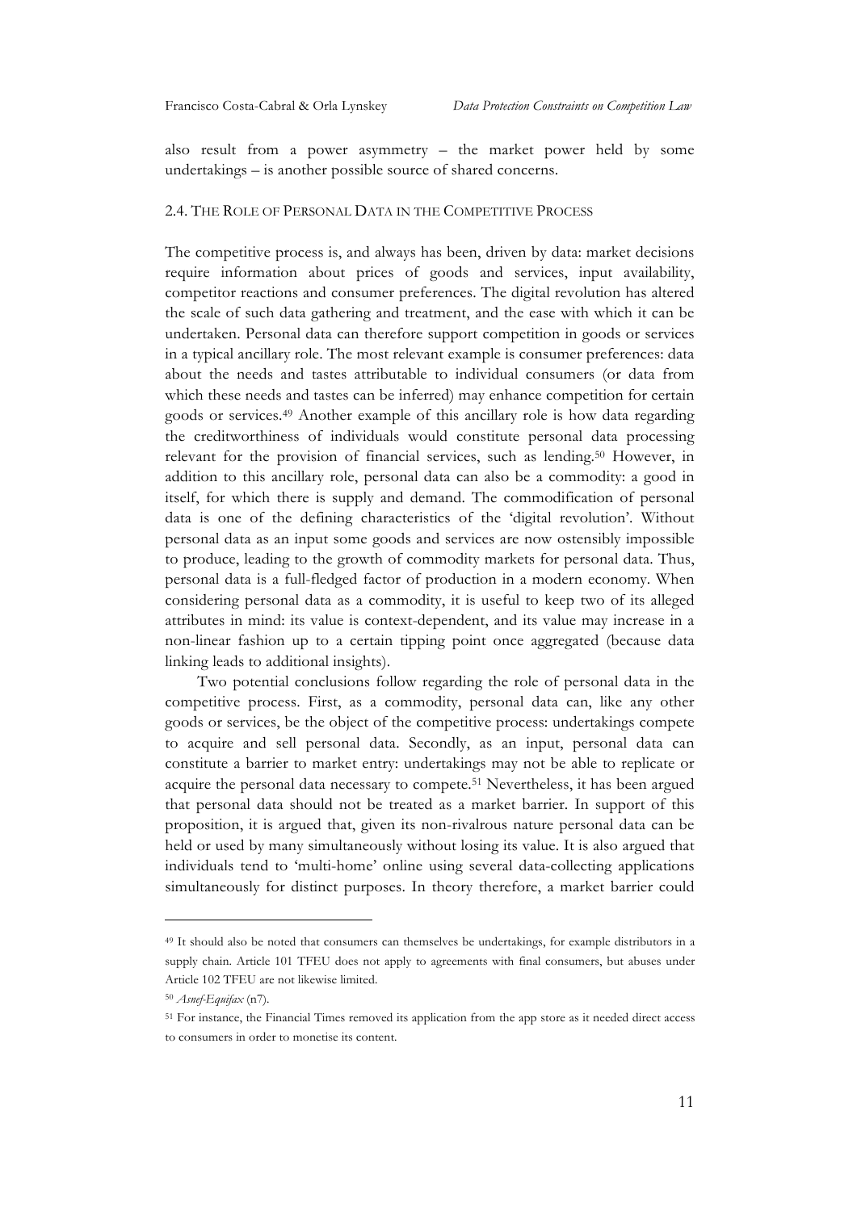also result from a power asymmetry – the market power held by some undertakings – is another possible source of shared concerns.

### 2.4. The Role of Personal Data in the Competitive Process

The competitive process is, and always has been, driven by data: market decisions require information about prices of goods and services, input availability, competitor reactions and consumer preferences. The digital revolution has altered the scale of such data gathering and treatment, and the ease with which it can be undertaken. Personal data can therefore support competition in goods or services in a typical ancillary role. The most relevant example is consumer preferences: data about the needs and tastes attributable to individual consumers (or data from which these needs and tastes can be inferred) may enhance competition for certain goods or services.[49] Another example of this ancillary role is how data regarding the creditworthiness of individuals would constitute personal data processing relevant for the provision of financial services, such as lending.[50] However, in addition to this ancillary role, personal data can also be a commodity: a good in itself, for which there is supply and demand. The commodification of personal data is one of the defining characteristics of the 'digital revolution'. Without personal data as an input some goods and services are now ostensibly impossible to produce, leading to the growth of commodity markets for personal data. Thus, personal data is a full-fledged factor of production in a modern economy. When considering personal data as a commodity, it is useful to keep two of its alleged attributes in mind: its value is context-dependent, and its value may increase in a non-linear fashion up to a certain tipping point once aggregated (because data linking leads to additional insights).

Two potential conclusions follow regarding the role of personal data in the competitive process. First, as a commodity, personal data can, like any other goods or services, be the object of the competitive process: undertakings compete to acquire and sell personal data. Secondly, as an input, personal data can constitute a barrier to market entry: undertakings may not be able to replicate or acquire the personal data necessary to compete.[51] Nevertheless, it has been argued that personal data should not be treated as a market barrier. In support of this proposition, it is argued that, given its non-rivalrous nature personal data can be held or used by many simultaneously without losing its value. It is also argued that individuals tend to 'multi-home' online using several data-collecting applications simultaneously for distinct purposes. In theory therefore, a market barrier could

---

[49] It should also be noted that consumers can themselves be undertakings, for example distributors in a supply chain. Article 101 TFEU does not apply to agreements with final consumers, but abuses under Article 102 TFEU are not likewise limited.

[50] *Asnef-Equifax* (n7).

[51] For instance, the Financial Times removed its application from the app store as it needed direct access to consumers in order to monetise its content.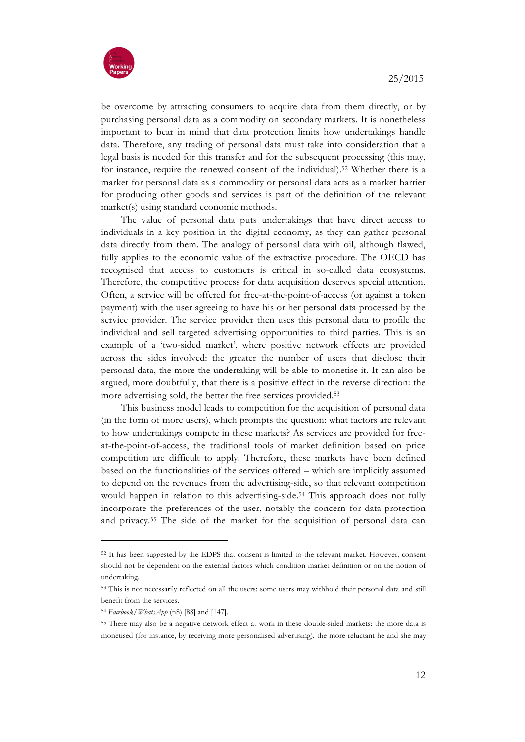be overcome by attracting consumers to acquire data from them directly, or by purchasing personal data as a commodity on secondary markets. It is nonetheless important to bear in mind that data protection limits how undertakings handle data. Therefore, any trading of personal data must take into consideration that a legal basis is needed for this transfer and for the subsequent processing (this may, for instance, require the renewed consent of the individual).[52] Whether there is a market for personal data as a commodity or personal data acts as a market barrier for producing other goods and services is part of the definition of the relevant market(s) using standard economic methods.

The value of personal data puts undertakings that have direct access to individuals in a key position in the digital economy, as they can gather personal data directly from them. The analogy of personal data with oil, although flawed, fully applies to the economic value of the extractive procedure. The OECD has recognised that access to customers is critical in so-called data ecosystems. Therefore, the competitive process for data acquisition deserves special attention. Often, a service will be offered for free-at-the-point-of-access (or against a token payment) with the user agreeing to have his or her personal data processed by the service provider. The service provider then uses this personal data to profile the individual and sell targeted advertising opportunities to third parties. This is an example of a 'two-sided market', where positive network effects are provided across the sides involved: the greater the number of users that disclose their personal data, the more the undertaking will be able to monetise it. It can also be argued, more doubtfully, that there is a positive effect in the reverse direction: the more advertising sold, the better the free services provided.[53]

This business model leads to competition for the acquisition of personal data (in the form of more users), which prompts the question: what factors are relevant to how undertakings compete in these markets? As services are provided for free-at-the-point-of-access, the traditional tools of market definition based on price competition are difficult to apply. Therefore, these markets have been defined based on the functionalities of the services offered – which are implicitly assumed to depend on the revenues from the advertising-side, so that relevant competition would happen in relation to this advertising-side.[54] This approach does not fully incorporate the preferences of the user, notably the concern for data protection and privacy.[55] The side of the market for the acquisition of personal data can

---

[52] It has been suggested by the EDPS that consent is limited to the relevant market. However, consent should not be dependent on the external factors which condition market definition or on the notion of undertaking.

[53] This is not necessarily reflected on all the users: some users may withhold their personal data and still benefit from the services.

[54] *Facebook/WhatsApp* (n8) [88] and [147].

[55] There may also be a negative network effect at work in these double-sided markets: the more data is monetised (for instance, by receiving more personalised advertising), the more reluctant he and she may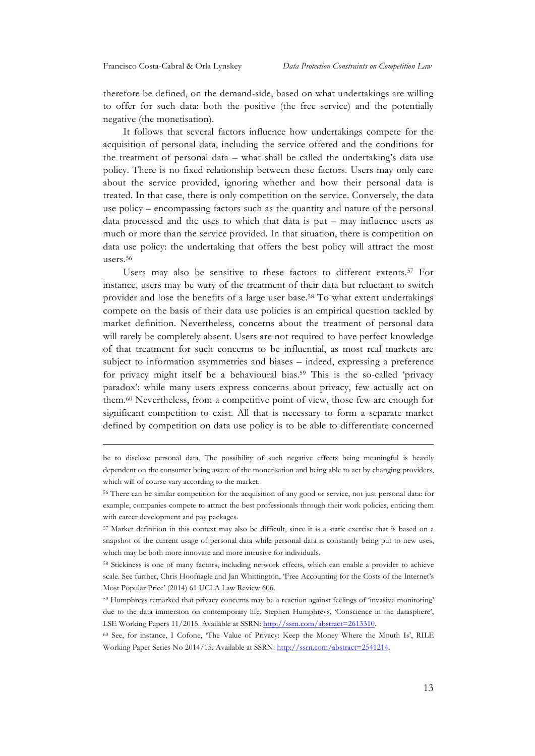therefore be defined, on the demand-side, based on what undertakings are willing to offer for such data: both the positive (the free service) and the potentially negative (the monetisation).

It follows that several factors influence how undertakings compete for the acquisition of personal data, including the service offered and the conditions for the treatment of personal data – what shall be called the undertaking's data use policy. There is no fixed relationship between these factors. Users may only care about the service provided, ignoring whether and how their personal data is treated. In that case, there is only competition on the service. Conversely, the data use policy – encompassing factors such as the quantity and nature of the personal data processed and the uses to which that data is put – may influence users as much or more than the service provided. In that situation, there is competition on data use policy: the undertaking that offers the best policy will attract the most users.[56]

Users may also be sensitive to these factors to different extents.[57] For instance, users may be wary of the treatment of their data but reluctant to switch provider and lose the benefits of a large user base.[58] To what extent undertakings compete on the basis of their data use policies is an empirical question tackled by market definition. Nevertheless, concerns about the treatment of personal data will rarely be completely absent. Users are not required to have perfect knowledge of that treatment for such concerns to be influential, as most real markets are subject to information asymmetries and biases – indeed, expressing a preference for privacy might itself be a behavioural bias.[59] This is the so-called 'privacy paradox': while many users express concerns about privacy, few actually act on them.[60] Nevertheless, from a competitive point of view, those few are enough for significant competition to exist. All that is necessary to form a separate market defined by competition on data use policy is to be able to differentiate concerned

---

be to disclose personal data. The possibility of such negative effects being meaningful is heavily dependent on the consumer being aware of the monetisation and being able to act by changing providers, which will of course vary according to the market.

[56] There can be similar competition for the acquisition of any good or service, not just personal data: for example, companies compete to attract the best professionals through their work policies, enticing them with career development and pay packages.

[57] Market definition in this context may also be difficult, since it is a static exercise that is based on a snapshot of the current usage of personal data while personal data is constantly being put to new uses, which may be both more innovate and more intrusive for individuals.

[58] Stickiness is one of many factors, including network effects, which can enable a provider to achieve scale. See further, Chris Hoofnagle and Jan Whittington, 'Free Accounting for the Costs of the Internet's Most Popular Price' (2014) 61 UCLA Law Review 606.

[59] Humphreys remarked that privacy concerns may be a reaction against feelings of 'invasive monitoring' due to the data immersion on contemporary life. Stephen Humphreys, 'Conscience in the datasphere', LSE Working Papers 11/2015. Available at SSRN: http://ssrn.com/abstract=2613310.

[60] See, for instance, I Cofone, 'The Value of Privacy: Keep the Money Where the Mouth Is', RILE Working Paper Series No 2014/15. Available at SSRN: http://ssrn.com/abstract=2541214.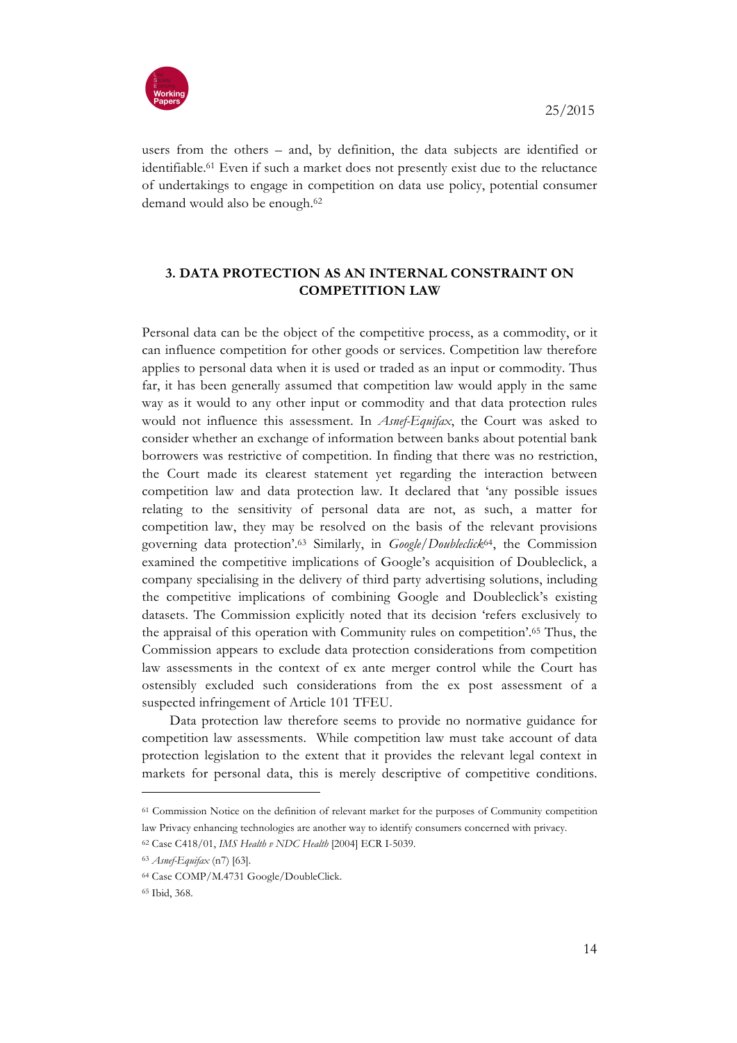users from the others – and, by definition, the data subjects are identified or identifiable.[61] Even if such a market does not presently exist due to the reluctance of undertakings to engage in competition on data use policy, potential consumer demand would also be enough.[62]

## 3. DATA PROTECTION AS AN INTERNAL CONSTRAINT ON COMPETITION LAW

Personal data can be the object of the competitive process, as a commodity, or it can influence competition for other goods or services. Competition law therefore applies to personal data when it is used or traded as an input or commodity. Thus far, it has been generally assumed that competition law would apply in the same way as it would to any other input or commodity and that data protection rules would not influence this assessment. In *Asnef-Equifax*, the Court was asked to consider whether an exchange of information between banks about potential bank borrowers was restrictive of competition. In finding that there was no restriction, the Court made its clearest statement yet regarding the interaction between competition law and data protection law. It declared that 'any possible issues relating to the sensitivity of personal data are not, as such, a matter for competition law, they may be resolved on the basis of the relevant provisions governing data protection'.[63] Similarly, in *Google/Doubleclick*[64], the Commission examined the competitive implications of Google's acquisition of Doubleclick, a company specialising in the delivery of third party advertising solutions, including the competitive implications of combining Google and Doubleclick's existing datasets. The Commission explicitly noted that its decision 'refers exclusively to the appraisal of this operation with Community rules on competition'.[65] Thus, the Commission appears to exclude data protection considerations from competition law assessments in the context of ex ante merger control while the Court has ostensibly excluded such considerations from the ex post assessment of a suspected infringement of Article 101 TFEU.

Data protection law therefore seems to provide no normative guidance for competition law assessments. While competition law must take account of data protection legislation to the extent that it provides the relevant legal context in markets for personal data, this is merely descriptive of competitive conditions.

---

[61] Commission Notice on the definition of relevant market for the purposes of Community competition law Privacy enhancing technologies are another way to identify consumers concerned with privacy.

[62] Case C418/01, *IMS Health v NDC Health* [2004] ECR I-5039.

[63] *Asnef-Equifax* (n7) [63].

[64] Case COMP/M.4731 Google/DoubleClick.

[65] Ibid, 368.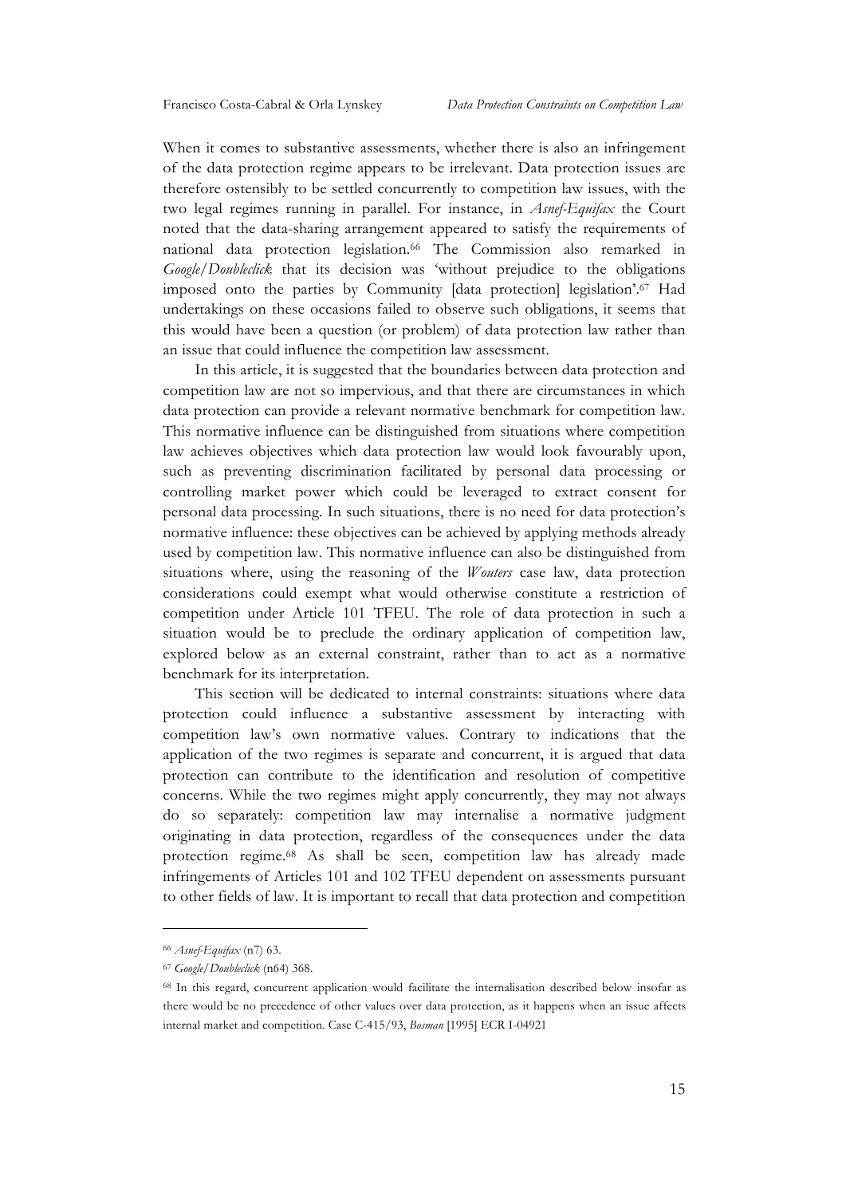When it comes to substantive assessments, whether there is also an infringement of the data protection regime appears to be irrelevant. Data protection issues are therefore ostensibly to be settled concurrently to competition law issues, with the two legal regimes running in parallel. For instance, in *Asnef-Equifax* the Court noted that the data-sharing arrangement appeared to satisfy the requirements of national data protection legislation.[66] The Commission also remarked in *Google/Doubleclick* that its decision was 'without prejudice to the obligations imposed onto the parties by Community [data protection] legislation'.[67] Had undertakings on these occasions failed to observe such obligations, it seems that this would have been a question (or problem) of data protection law rather than an issue that could influence the competition law assessment.

In this article, it is suggested that the boundaries between data protection and competition law are not so impervious, and that there are circumstances in which data protection can provide a relevant normative benchmark for competition law. This normative influence can be distinguished from situations where competition law achieves objectives which data protection law would look favourably upon, such as preventing discrimination facilitated by personal data processing or controlling market power which could be leveraged to extract consent for personal data processing. In such situations, there is no need for data protection's normative influence: these objectives can be achieved by applying methods already used by competition law. This normative influence can also be distinguished from situations where, using the reasoning of the *Wouters* case law, data protection considerations could exempt what would otherwise constitute a restriction of competition under Article 101 TFEU. The role of data protection in such a situation would be to preclude the ordinary application of competition law, explored below as an external constraint, rather than to act as a normative benchmark for its interpretation.

This section will be dedicated to internal constraints: situations where data protection could influence a substantive assessment by interacting with competition law's own normative values. Contrary to indications that the application of the two regimes is separate and concurrent, it is argued that data protection can contribute to the identification and resolution of competitive concerns. While the two regimes might apply concurrently, they may not always do so separately: competition law may internalise a normative judgment originating in data protection, regardless of the consequences under the data protection regime.[68] As shall be seen, competition law has already made infringements of Articles 101 and 102 TFEU dependent on assessments pursuant to other fields of law. It is important to recall that data protection and competition

---

[66] *Asnef-Equifax* (n7) 63.

[67] *Google/Doubleclick* (n64) 368.

[68] In this regard, concurrent application would facilitate the internalisation described below insofar as there would be no precedence of other values over data protection, as it happens when an issue affects internal market and competition. Case C-415/93, *Bosman* [1995] ECR I-04921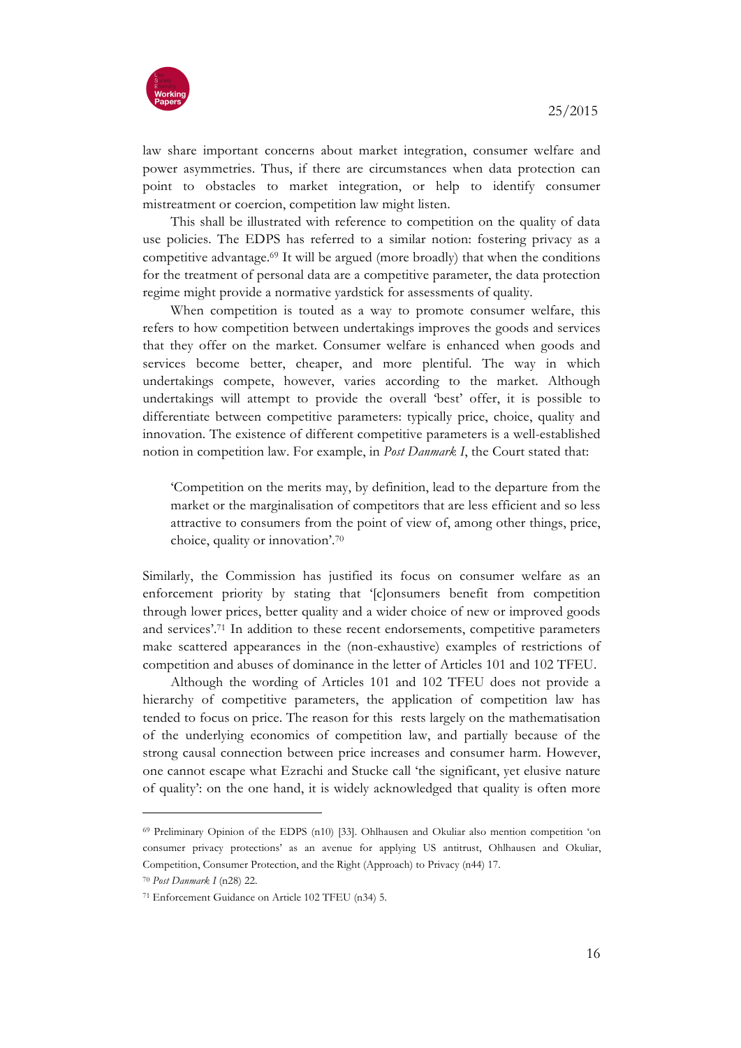law share important concerns about market integration, consumer welfare and power asymmetries. Thus, if there are circumstances when data protection can point to obstacles to market integration, or help to identify consumer mistreatment or coercion, competition law might listen.

This shall be illustrated with reference to competition on the quality of data use policies. The EDPS has referred to a similar notion: fostering privacy as a competitive advantage.[69] It will be argued (more broadly) that when the conditions for the treatment of personal data are a competitive parameter, the data protection regime might provide a normative yardstick for assessments of quality.

When competition is touted as a way to promote consumer welfare, this refers to how competition between undertakings improves the goods and services that they offer on the market. Consumer welfare is enhanced when goods and services become better, cheaper, and more plentiful. The way in which undertakings compete, however, varies according to the market. Although undertakings will attempt to provide the overall 'best' offer, it is possible to differentiate between competitive parameters: typically price, choice, quality and innovation. The existence of different competitive parameters is a well-established notion in competition law. For example, in *Post Danmark I*, the Court stated that:

> 'Competition on the merits may, by definition, lead to the departure from the market or the marginalisation of competitors that are less efficient and so less attractive to consumers from the point of view of, among other things, price, choice, quality or innovation'.[70]

Similarly, the Commission has justified its focus on consumer welfare as an enforcement priority by stating that '[c]onsumers benefit from competition through lower prices, better quality and a wider choice of new or improved goods and services'.[71] In addition to these recent endorsements, competitive parameters make scattered appearances in the (non-exhaustive) examples of restrictions of competition and abuses of dominance in the letter of Articles 101 and 102 TFEU.

Although the wording of Articles 101 and 102 TFEU does not provide a hierarchy of competitive parameters, the application of competition law has tended to focus on price. The reason for this rests largely on the mathematisation of the underlying economics of competition law, and partially because of the strong causal connection between price increases and consumer harm. However, one cannot escape what Ezrachi and Stucke call 'the significant, yet elusive nature of quality': on the one hand, it is widely acknowledged that quality is often more

---

[69] Preliminary Opinion of the EDPS (n10) [33]. Ohlhausen and Okuliar also mention competition 'on consumer privacy protections' as an avenue for applying US antitrust, Ohlhausen and Okuliar, Competition, Consumer Protection, and the Right (Approach) to Privacy (n44) 17.

[70] *Post Danmark I* (n28) 22.

[71] Enforcement Guidance on Article 102 TFEU (n34) 5.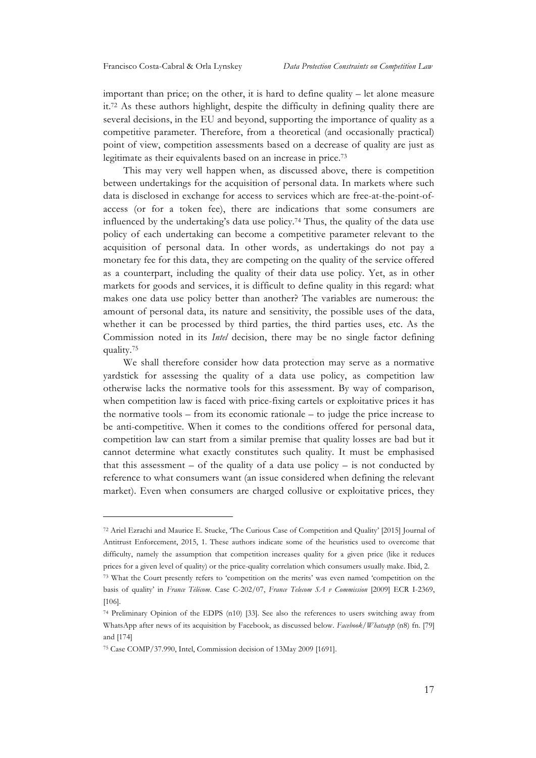important than price; on the other, it is hard to define quality – let alone measure it.[72] As these authors highlight, despite the difficulty in defining quality there are several decisions, in the EU and beyond, supporting the importance of quality as a competitive parameter. Therefore, from a theoretical (and occasionally practical) point of view, competition assessments based on a decrease of quality are just as legitimate as their equivalents based on an increase in price.[73]

This may very well happen when, as discussed above, there is competition between undertakings for the acquisition of personal data. In markets where such data is disclosed in exchange for access to services which are free-at-the-point-of-access (or for a token fee), there are indications that some consumers are influenced by the undertaking's data use policy.[74] Thus, the quality of the data use policy of each undertaking can become a competitive parameter relevant to the acquisition of personal data. In other words, as undertakings do not pay a monetary fee for this data, they are competing on the quality of the service offered as a counterpart, including the quality of their data use policy. Yet, as in other markets for goods and services, it is difficult to define quality in this regard: what makes one data use policy better than another? The variables are numerous: the amount of personal data, its nature and sensitivity, the possible uses of the data, whether it can be processed by third parties, the third parties uses, etc. As the Commission noted in its *Intel* decision, there may be no single factor defining quality.[75]

We shall therefore consider how data protection may serve as a normative yardstick for assessing the quality of a data use policy, as competition law otherwise lacks the normative tools for this assessment. By way of comparison, when competition law is faced with price-fixing cartels or exploitative prices it has the normative tools – from its economic rationale – to judge the price increase to be anti-competitive. When it comes to the conditions offered for personal data, competition law can start from a similar premise that quality losses are bad but it cannot determine what exactly constitutes such quality. It must be emphasised that this assessment – of the quality of a data use policy – is not conducted by reference to what consumers want (an issue considered when defining the relevant market). Even when consumers are charged collusive or exploitative prices, they

---

[72] Ariel Ezrachi and Maurice E. Stucke, 'The Curious Case of Competition and Quality' [2015] Journal of Antitrust Enforcement, 2015, 1. These authors indicate some of the heuristics used to overcome that difficulty, namely the assumption that competition increases quality for a given price (like it reduces prices for a given level of quality) or the price-quality correlation which consumers usually make. Ibid, 2.

[73] What the Court presently refers to 'competition on the merits' was even named 'competition on the basis of quality' in *France Télécom*. Case C-202/07, *France Telecom SA v Commission* [2009] ECR I-2369, [106].

[74] Preliminary Opinion of the EDPS (n10) [33]. See also the references to users switching away from WhatsApp after news of its acquisition by Facebook, as discussed below. *Facebook/Whatsapp* (n8) fn. [79] and [174]

[75] Case COMP/37.990, Intel, Commission decision of 13May 2009 [1691].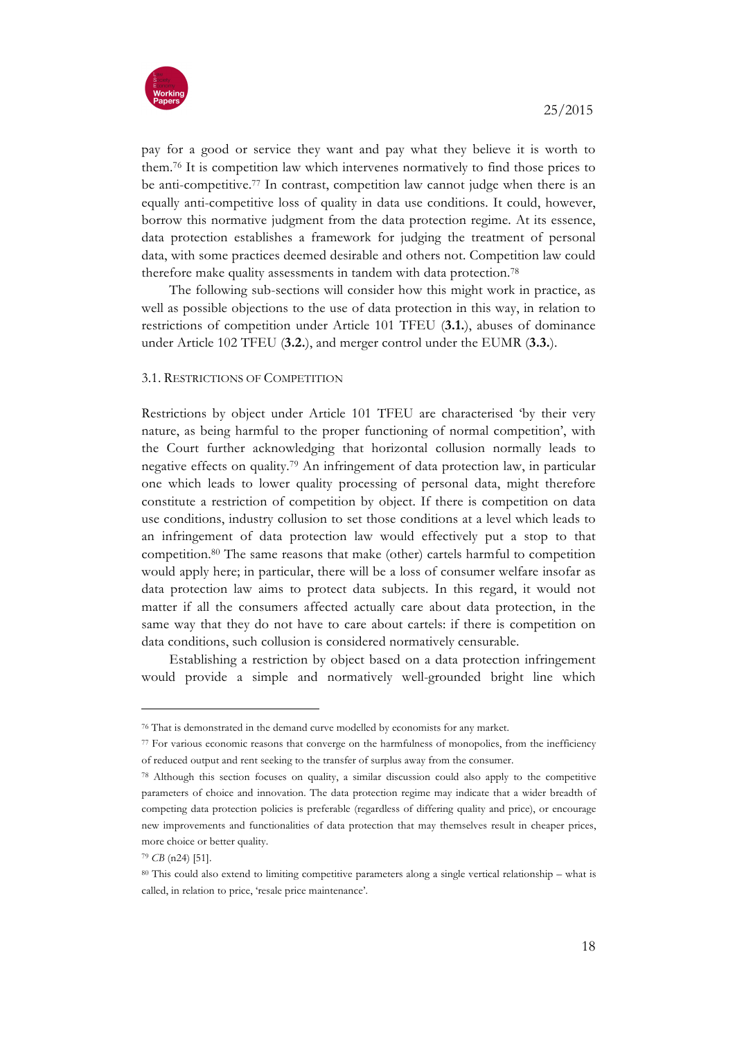pay for a good or service they want and pay what they believe it is worth to them.[76] It is competition law which intervenes normatively to find those prices to be anti-competitive.[77] In contrast, competition law cannot judge when there is an equally anti-competitive loss of quality in data use conditions. It could, however, borrow this normative judgment from the data protection regime. At its essence, data protection establishes a framework for judging the treatment of personal data, with some practices deemed desirable and others not. Competition law could therefore make quality assessments in tandem with data protection.[78]

The following sub-sections will consider how this might work in practice, as well as possible objections to the use of data protection in this way, in relation to restrictions of competition under Article 101 TFEU (**3.1.**), abuses of dominance under Article 102 TFEU (**3.2.**), and merger control under the EUMR (**3.3.**).

### 3.1. Restrictions of Competition

Restrictions by object under Article 101 TFEU are characterised 'by their very nature, as being harmful to the proper functioning of normal competition', with the Court further acknowledging that horizontal collusion normally leads to negative effects on quality.[79] An infringement of data protection law, in particular one which leads to lower quality processing of personal data, might therefore constitute a restriction of competition by object. If there is competition on data use conditions, industry collusion to set those conditions at a level which leads to an infringement of data protection law would effectively put a stop to that competition.[80] The same reasons that make (other) cartels harmful to competition would apply here; in particular, there will be a loss of consumer welfare insofar as data protection law aims to protect data subjects. In this regard, it would not matter if all the consumers affected actually care about data protection, in the same way that they do not have to care about cartels: if there is competition on data conditions, such collusion is considered normatively censurable.

Establishing a restriction by object based on a data protection infringement would provide a simple and normatively well-grounded bright line which

---

[76] That is demonstrated in the demand curve modelled by economists for any market.

[77] For various economic reasons that converge on the harmfulness of monopolies, from the inefficiency of reduced output and rent seeking to the transfer of surplus away from the consumer.

[78] Although this section focuses on quality, a similar discussion could also apply to the competitive parameters of choice and innovation. The data protection regime may indicate that a wider breadth of competing data protection policies is preferable (regardless of differing quality and price), or encourage new improvements and functionalities of data protection that may themselves result in cheaper prices, more choice or better quality.

[79] *CB* (n24) [51].

[80] This could also extend to limiting competitive parameters along a single vertical relationship – what is called, in relation to price, 'resale price maintenance'.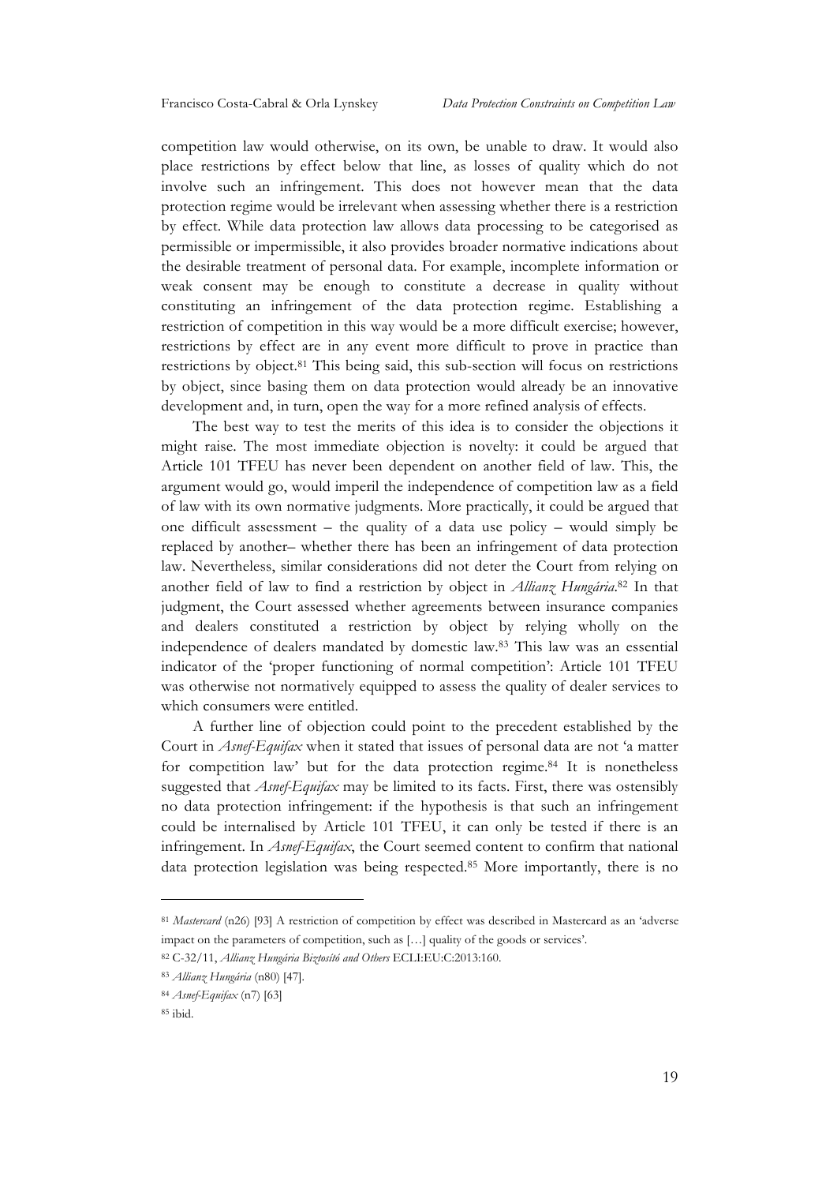competition law would otherwise, on its own, be unable to draw. It would also place restrictions by effect below that line, as losses of quality which do not involve such an infringement. This does not however mean that the data protection regime would be irrelevant when assessing whether there is a restriction by effect. While data protection law allows data processing to be categorised as permissible or impermissible, it also provides broader normative indications about the desirable treatment of personal data. For example, incomplete information or weak consent may be enough to constitute a decrease in quality without constituting an infringement of the data protection regime. Establishing a restriction of competition in this way would be a more difficult exercise; however, restrictions by effect are in any event more difficult to prove in practice than restrictions by object.[81] This being said, this sub-section will focus on restrictions by object, since basing them on data protection would already be an innovative development and, in turn, open the way for a more refined analysis of effects.

The best way to test the merits of this idea is to consider the objections it might raise. The most immediate objection is novelty: it could be argued that Article 101 TFEU has never been dependent on another field of law. This, the argument would go, would imperil the independence of competition law as a field of law with its own normative judgments. More practically, it could be argued that one difficult assessment – the quality of a data use policy – would simply be replaced by another– whether there has been an infringement of data protection law. Nevertheless, similar considerations did not deter the Court from relying on another field of law to find a restriction by object in *Allianz Hungária*.[82] In that judgment, the Court assessed whether agreements between insurance companies and dealers constituted a restriction by object by relying wholly on the independence of dealers mandated by domestic law.[83] This law was an essential indicator of the 'proper functioning of normal competition': Article 101 TFEU was otherwise not normatively equipped to assess the quality of dealer services to which consumers were entitled.

A further line of objection could point to the precedent established by the Court in *Asnef-Equifax* when it stated that issues of personal data are not 'a matter for competition law' but for the data protection regime.[84] It is nonetheless suggested that *Asnef-Equifax* may be limited to its facts. First, there was ostensibly no data protection infringement: if the hypothesis is that such an infringement could be internalised by Article 101 TFEU, it can only be tested if there is an infringement. In *Asnef-Equifax*, the Court seemed content to confirm that national data protection legislation was being respected.[85] More importantly, there is no

---

[81] *Mastercard* (n26) [93] A restriction of competition by effect was described in Mastercard as an 'adverse impact on the parameters of competition, such as […] quality of the goods or services'.

[82] C-32/11, *Allianz Hungária Biztosító and Others* ECLI:EU:C:2013:160.

[83] *Allianz Hungária* (n80) [47].

[84] *Asnef-Equifax* (n7) [63]

[85] ibid.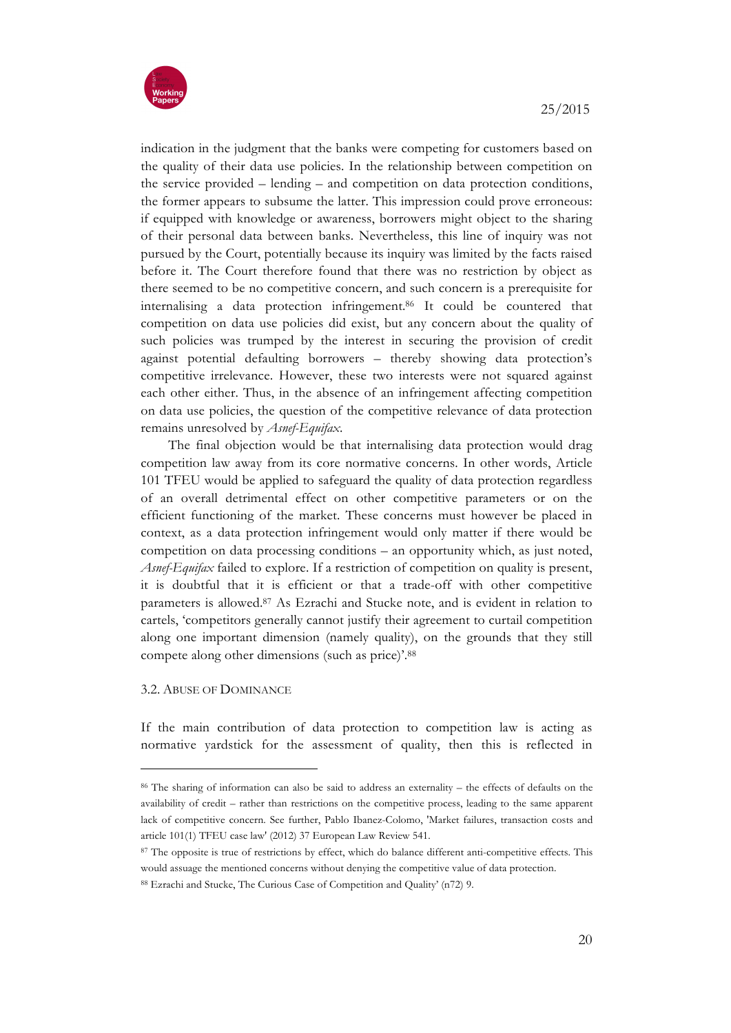indication in the judgment that the banks were competing for customers based on the quality of their data use policies. In the relationship between competition on the service provided – lending – and competition on data protection conditions, the former appears to subsume the latter. This impression could prove erroneous: if equipped with knowledge or awareness, borrowers might object to the sharing of their personal data between banks. Nevertheless, this line of inquiry was not pursued by the Court, potentially because its inquiry was limited by the facts raised before it. The Court therefore found that there was no restriction by object as there seemed to be no competitive concern, and such concern is a prerequisite for internalising a data protection infringement.[86] It could be countered that competition on data use policies did exist, but any concern about the quality of such policies was trumped by the interest in securing the provision of credit against potential defaulting borrowers – thereby showing data protection's competitive irrelevance. However, these two interests were not squared against each other either. Thus, in the absence of an infringement affecting competition on data use policies, the question of the competitive relevance of data protection remains unresolved by *Asnef-Equifax*.

The final objection would be that internalising data protection would drag competition law away from its core normative concerns. In other words, Article 101 TFEU would be applied to safeguard the quality of data protection regardless of an overall detrimental effect on other competitive parameters or on the efficient functioning of the market. These concerns must however be placed in context, as a data protection infringement would only matter if there would be competition on data processing conditions – an opportunity which, as just noted, *Asnef-Equifax* failed to explore. If a restriction of competition on quality is present, it is doubtful that it is efficient or that a trade-off with other competitive parameters is allowed.[87] As Ezrachi and Stucke note, and is evident in relation to cartels, 'competitors generally cannot justify their agreement to curtail competition along one important dimension (namely quality), on the grounds that they still compete along other dimensions (such as price)'.[88]

### 3.2. Abuse of Dominance

If the main contribution of data protection to competition law is acting as normative yardstick for the assessment of quality, then this is reflected in

---

[86] The sharing of information can also be said to address an externality – the effects of defaults on the availability of credit – rather than restrictions on the competitive process, leading to the same apparent lack of competitive concern. See further, Pablo Ibanez-Colomo, 'Market failures, transaction costs and article 101(1) TFEU case law' (2012) 37 European Law Review 541.

[87] The opposite is true of restrictions by effect, which do balance different anti-competitive effects. This would assuage the mentioned concerns without denying the competitive value of data protection.

[88] Ezrachi and Stucke, The Curious Case of Competition and Quality' (n72) 9.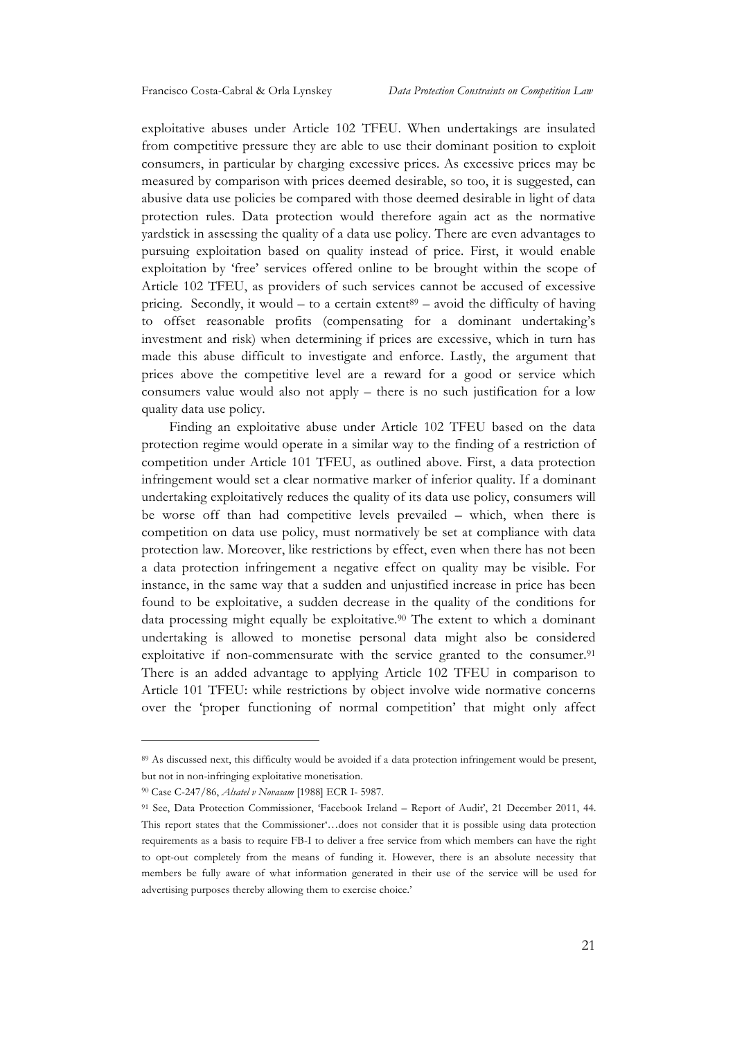exploitative abuses under Article 102 TFEU. When undertakings are insulated from competitive pressure they are able to use their dominant position to exploit consumers, in particular by charging excessive prices. As excessive prices may be measured by comparison with prices deemed desirable, so too, it is suggested, can abusive data use policies be compared with those deemed desirable in light of data protection rules. Data protection would therefore again act as the normative yardstick in assessing the quality of a data use policy. There are even advantages to pursuing exploitation based on quality instead of price. First, it would enable exploitation by 'free' services offered online to be brought within the scope of Article 102 TFEU, as providers of such services cannot be accused of excessive pricing. Secondly, it would – to a certain extent[89] – avoid the difficulty of having to offset reasonable profits (compensating for a dominant undertaking's investment and risk) when determining if prices are excessive, which in turn has made this abuse difficult to investigate and enforce. Lastly, the argument that prices above the competitive level are a reward for a good or service which consumers value would also not apply – there is no such justification for a low quality data use policy.

Finding an exploitative abuse under Article 102 TFEU based on the data protection regime would operate in a similar way to the finding of a restriction of competition under Article 101 TFEU, as outlined above. First, a data protection infringement would set a clear normative marker of inferior quality. If a dominant undertaking exploitatively reduces the quality of its data use policy, consumers will be worse off than had competitive levels prevailed – which, when there is competition on data use policy, must normatively be set at compliance with data protection law. Moreover, like restrictions by effect, even when there has not been a data protection infringement a negative effect on quality may be visible. For instance, in the same way that a sudden and unjustified increase in price has been found to be exploitative, a sudden decrease in the quality of the conditions for data processing might equally be exploitative.[90] The extent to which a dominant undertaking is allowed to monetise personal data might also be considered exploitative if non-commensurate with the service granted to the consumer.[91] There is an added advantage to applying Article 102 TFEU in comparison to Article 101 TFEU: while restrictions by object involve wide normative concerns over the 'proper functioning of normal competition' that might only affect

---

[89] As discussed next, this difficulty would be avoided if a data protection infringement would be present, but not in non-infringing exploitative monetisation.

[90] Case C-247/86, *Alsatel v Novasam* [1988] ECR I- 5987.

[91] See, Data Protection Commissioner, 'Facebook Ireland – Report of Audit', 21 December 2011, 44. This report states that the Commissioner'…does not consider that it is possible using data protection requirements as a basis to require FB-I to deliver a free service from which members can have the right to opt-out completely from the means of funding it. However, there is an absolute necessity that members be fully aware of what information generated in their use of the service will be used for advertising purposes thereby allowing them to exercise choice.'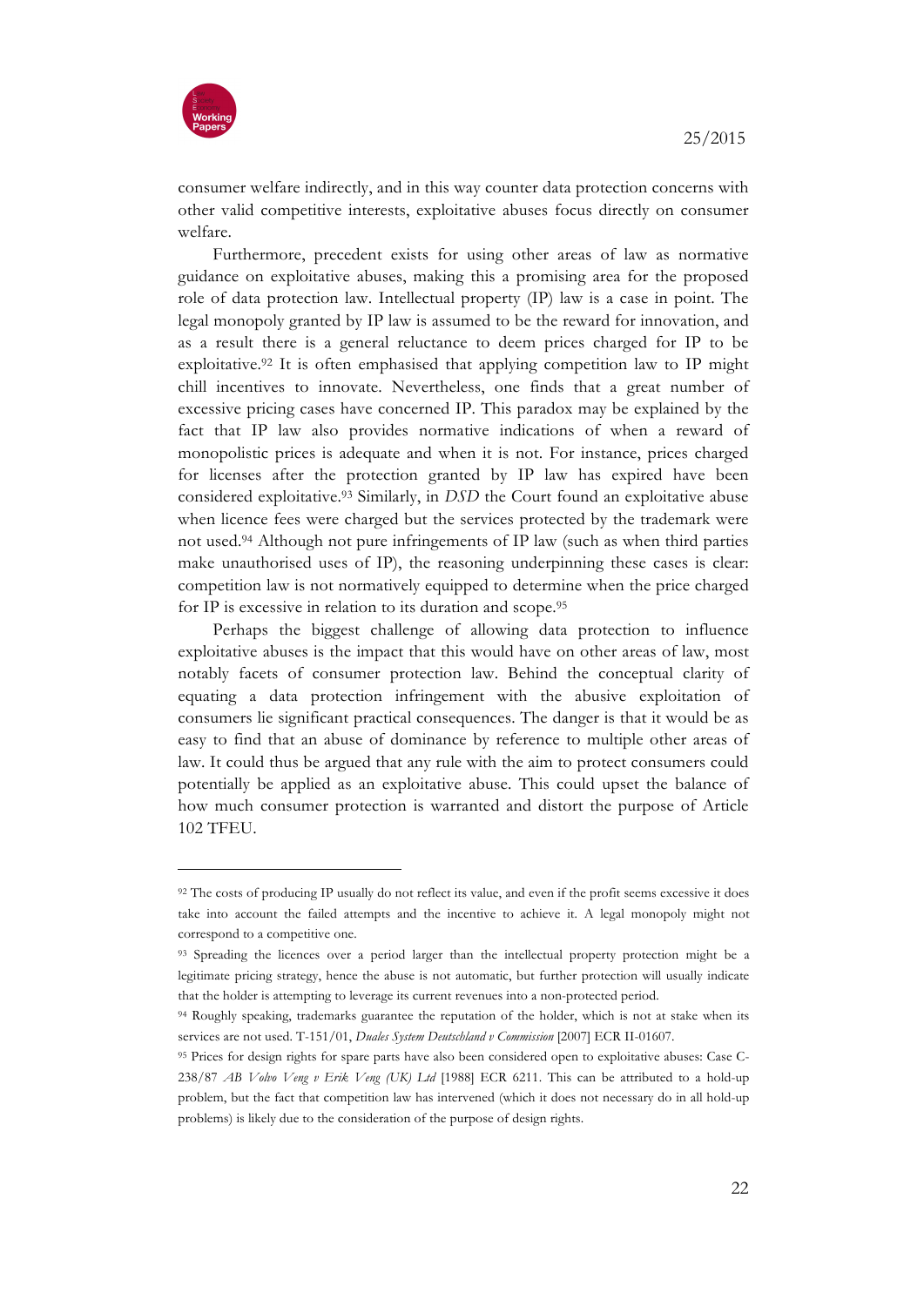consumer welfare indirectly, and in this way counter data protection concerns with other valid competitive interests, exploitative abuses focus directly on consumer welfare.

Furthermore, precedent exists for using other areas of law as normative guidance on exploitative abuses, making this a promising area for the proposed role of data protection law. Intellectual property (IP) law is a case in point. The legal monopoly granted by IP law is assumed to be the reward for innovation, and as a result there is a general reluctance to deem prices charged for IP to be exploitative.[92] It is often emphasised that applying competition law to IP might chill incentives to innovate. Nevertheless, one finds that a great number of excessive pricing cases have concerned IP. This paradox may be explained by the fact that IP law also provides normative indications of when a reward of monopolistic prices is adequate and when it is not. For instance, prices charged for licenses after the protection granted by IP law has expired have been considered exploitative.[93] Similarly, in *DSD* the Court found an exploitative abuse when licence fees were charged but the services protected by the trademark were not used.[94] Although not pure infringements of IP law (such as when third parties make unauthorised uses of IP), the reasoning underpinning these cases is clear: competition law is not normatively equipped to determine when the price charged for IP is excessive in relation to its duration and scope.[95]

Perhaps the biggest challenge of allowing data protection to influence exploitative abuses is the impact that this would have on other areas of law, most notably facets of consumer protection law. Behind the conceptual clarity of equating a data protection infringement with the abusive exploitation of consumers lie significant practical consequences. The danger is that it would be as easy to find that an abuse of dominance by reference to multiple other areas of law. It could thus be argued that any rule with the aim to protect consumers could potentially be applied as an exploitative abuse. This could upset the balance of how much consumer protection is warranted and distort the purpose of Article 102 TFEU.

---

[92] The costs of producing IP usually do not reflect its value, and even if the profit seems excessive it does take into account the failed attempts and the incentive to achieve it. A legal monopoly might not correspond to a competitive one.

[93] Spreading the licences over a period larger than the intellectual property protection might be a legitimate pricing strategy, hence the abuse is not automatic, but further protection will usually indicate that the holder is attempting to leverage its current revenues into a non-protected period.

[94] Roughly speaking, trademarks guarantee the reputation of the holder, which is not at stake when its services are not used. T-151/01, *Duales System Deutschland v Commission* [2007] ECR II-01607.

[95] Prices for design rights for spare parts have also been considered open to exploitative abuses: Case C-238/87 *AB Volvo Veng v Erik Veng (UK) Ltd* [1988] ECR 6211. This can be attributed to a hold-up problem, but the fact that competition law has intervened (which it does not necessary do in all hold-up problems) is likely due to the consideration of the purpose of design rights.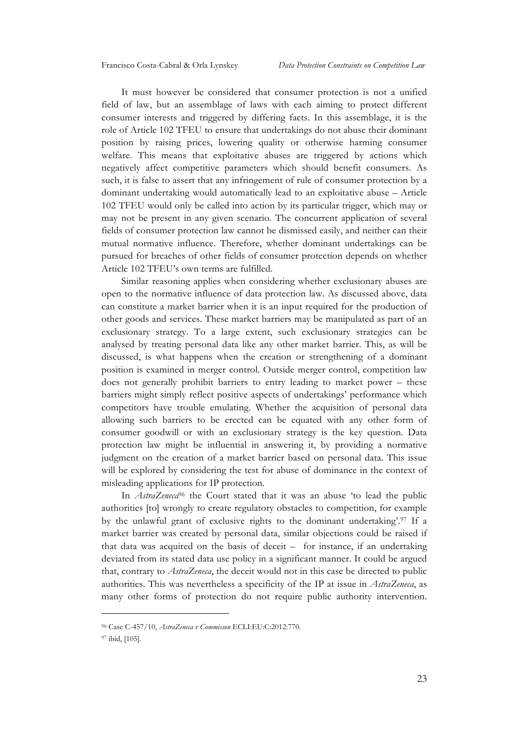It must however be considered that consumer protection is not a unified field of law, but an assemblage of laws with each aiming to protect different consumer interests and triggered by differing facts. In this assemblage, it is the role of Article 102 TFEU to ensure that undertakings do not abuse their dominant position by raising prices, lowering quality or otherwise harming consumer welfare. This means that exploitative abuses are triggered by actions which negatively affect competitive parameters which should benefit consumers. As such, it is false to assert that any infringement of rule of consumer protection by a dominant undertaking would automatically lead to an exploitative abuse – Article 102 TFEU would only be called into action by its particular trigger, which may or may not be present in any given scenario. The concurrent application of several fields of consumer protection law cannot be dismissed easily, and neither can their mutual normative influence. Therefore, whether dominant undertakings can be pursued for breaches of other fields of consumer protection depends on whether Article 102 TFEU's own terms are fulfilled.

Similar reasoning applies when considering whether exclusionary abuses are open to the normative influence of data protection law. As discussed above, data can constitute a market barrier when it is an input required for the production of other goods and services. These market barriers may be manipulated as part of an exclusionary strategy. To a large extent, such exclusionary strategies can be analysed by treating personal data like any other market barrier. This, as will be discussed, is what happens when the creation or strengthening of a dominant position is examined in merger control. Outside merger control, competition law does not generally prohibit barriers to entry leading to market power – these barriers might simply reflect positive aspects of undertakings' performance which competitors have trouble emulating. Whether the acquisition of personal data allowing such barriers to be erected can be equated with any other form of consumer goodwill or with an exclusionary strategy is the key question. Data protection law might be influential in answering it, by providing a normative judgment on the creation of a market barrier based on personal data. This issue will be explored by considering the test for abuse of dominance in the context of misleading applications for IP protection.

In *AstraZeneca*[96] the Court stated that it was an abuse 'to lead the public authorities [to] wrongly to create regulatory obstacles to competition, for example by the unlawful grant of exclusive rights to the dominant undertaking'.[97] If a market barrier was created by personal data, similar objections could be raised if that data was acquired on the basis of deceit – for instance, if an undertaking deviated from its stated data use policy in a significant manner. It could be argued that, contrary to *AstraZeneca*, the deceit would not in this case be directed to public authorities. This was nevertheless a specificity of the IP at issue in *AstraZeneca*, as many other forms of protection do not require public authority intervention.

---

[96] Case C-457/10, *AstraZeneca v Commisson* ECLI:EU:C:2012:770.

[97] ibid, [105].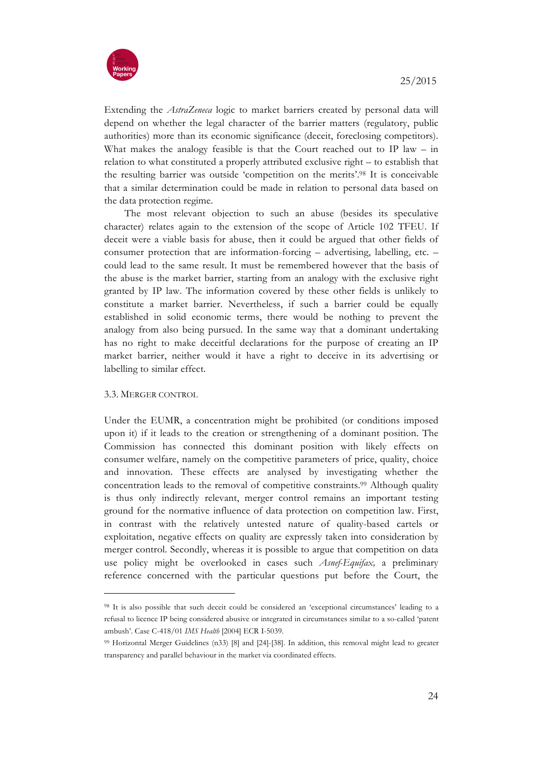Extending the *AstraZeneca* logic to market barriers created by personal data will depend on whether the legal character of the barrier matters (regulatory, public authorities) more than its economic significance (deceit, foreclosing competitors). What makes the analogy feasible is that the Court reached out to IP law – in relation to what constituted a properly attributed exclusive right – to establish that the resulting barrier was outside 'competition on the merits'.[98] It is conceivable that a similar determination could be made in relation to personal data based on the data protection regime.

The most relevant objection to such an abuse (besides its speculative character) relates again to the extension of the scope of Article 102 TFEU. If deceit were a viable basis for abuse, then it could be argued that other fields of consumer protection that are information-forcing – advertising, labelling, etc. – could lead to the same result. It must be remembered however that the basis of the abuse is the market barrier, starting from an analogy with the exclusive right granted by IP law. The information covered by these other fields is unlikely to constitute a market barrier. Nevertheless, if such a barrier could be equally established in solid economic terms, there would be nothing to prevent the analogy from also being pursued. In the same way that a dominant undertaking has no right to make deceitful declarations for the purpose of creating an IP market barrier, neither would it have a right to deceive in its advertising or labelling to similar effect.

### 3.3. Merger control

Under the EUMR, a concentration might be prohibited (or conditions imposed upon it) if it leads to the creation or strengthening of a dominant position. The Commission has connected this dominant position with likely effects on consumer welfare, namely on the competitive parameters of price, quality, choice and innovation. These effects are analysed by investigating whether the concentration leads to the removal of competitive constraints.[99] Although quality is thus only indirectly relevant, merger control remains an important testing ground for the normative influence of data protection on competition law. First, in contrast with the relatively untested nature of quality-based cartels or exploitation, negative effects on quality are expressly taken into consideration by merger control. Secondly, whereas it is possible to argue that competition on data use policy might be overlooked in cases such *Asnef-Equifax,* a preliminary reference concerned with the particular questions put before the Court, the

---

[98] It is also possible that such deceit could be considered an 'exceptional circumstances' leading to a refusal to licence IP being considered abusive or integrated in circumstances similar to a so-called 'patent ambush'. Case C-418/01 *IMS Health* [2004] ECR I-5039.

[99] Horizontal Merger Guidelines (n33) [8] and [24]-[38]. In addition, this removal might lead to greater transparency and parallel behaviour in the market via coordinated effects.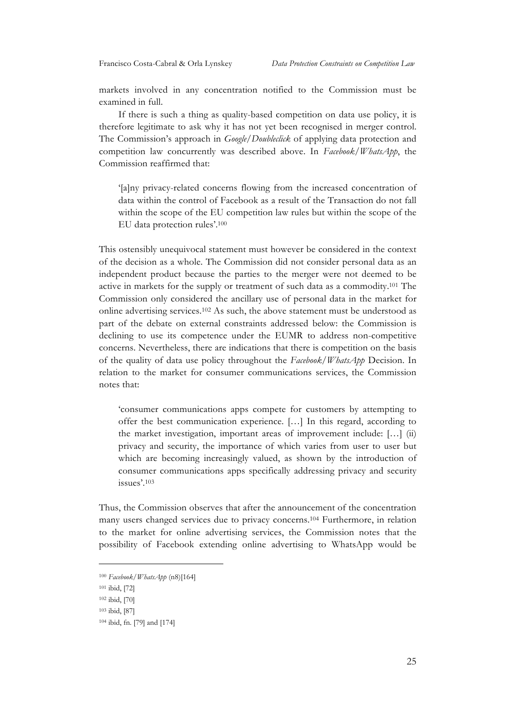markets involved in any concentration notified to the Commission must be examined in full.

If there is such a thing as quality-based competition on data use policy, it is therefore legitimate to ask why it has not yet been recognised in merger control. The Commission's approach in *Google/Doubleclick* of applying data protection and competition law concurrently was described above. In *Facebook/WhatsApp*, the Commission reaffirmed that:

> '[a]ny privacy-related concerns flowing from the increased concentration of data within the control of Facebook as a result of the Transaction do not fall within the scope of the EU competition law rules but within the scope of the EU data protection rules'.[100]

This ostensibly unequivocal statement must however be considered in the context of the decision as a whole. The Commission did not consider personal data as an independent product because the parties to the merger were not deemed to be active in markets for the supply or treatment of such data as a commodity.[101] The Commission only considered the ancillary use of personal data in the market for online advertising services.[102] As such, the above statement must be understood as part of the debate on external constraints addressed below: the Commission is declining to use its competence under the EUMR to address non-competitive concerns. Nevertheless, there are indications that there is competition on the basis of the quality of data use policy throughout the *Facebook/WhatsApp* Decision. In relation to the market for consumer communications services, the Commission notes that:

> 'consumer communications apps compete for customers by attempting to offer the best communication experience. […] In this regard, according to the market investigation, important areas of improvement include: […] (ii) privacy and security, the importance of which varies from user to user but which are becoming increasingly valued, as shown by the introduction of consumer communications apps specifically addressing privacy and security issues'.[103]

Thus, the Commission observes that after the announcement of the concentration many users changed services due to privacy concerns.[104] Furthermore, in relation to the market for online advertising services, the Commission notes that the possibility of Facebook extending online advertising to WhatsApp would be

---

[100] *Facebook/WhatsApp* (n8)[164]

[101] ibid, [72]

[102] ibid, [70]

[103] ibid, [87]

[104] ibid, fn. [79] and [174]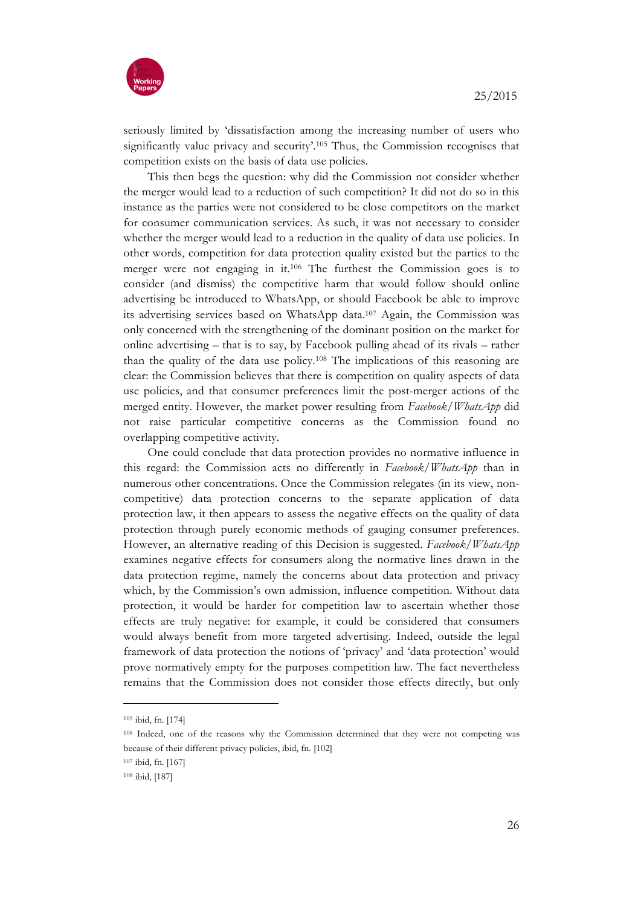seriously limited by 'dissatisfaction among the increasing number of users who significantly value privacy and security'.[105] Thus, the Commission recognises that competition exists on the basis of data use policies.

This then begs the question: why did the Commission not consider whether the merger would lead to a reduction of such competition? It did not do so in this instance as the parties were not considered to be close competitors on the market for consumer communication services. As such, it was not necessary to consider whether the merger would lead to a reduction in the quality of data use policies. In other words, competition for data protection quality existed but the parties to the merger were not engaging in it.[106] The furthest the Commission goes is to consider (and dismiss) the competitive harm that would follow should online advertising be introduced to WhatsApp, or should Facebook be able to improve its advertising services based on WhatsApp data.[107] Again, the Commission was only concerned with the strengthening of the dominant position on the market for online advertising – that is to say, by Facebook pulling ahead of its rivals – rather than the quality of the data use policy.[108] The implications of this reasoning are clear: the Commission believes that there is competition on quality aspects of data use policies, and that consumer preferences limit the post-merger actions of the merged entity. However, the market power resulting from *Facebook/WhatsApp* did not raise particular competitive concerns as the Commission found no overlapping competitive activity.

One could conclude that data protection provides no normative influence in this regard: the Commission acts no differently in *Facebook/WhatsApp* than in numerous other concentrations. Once the Commission relegates (in its view, non-competitive) data protection concerns to the separate application of data protection law, it then appears to assess the negative effects on the quality of data protection through purely economic methods of gauging consumer preferences. However, an alternative reading of this Decision is suggested. *Facebook/WhatsApp* examines negative effects for consumers along the normative lines drawn in the data protection regime, namely the concerns about data protection and privacy which, by the Commission's own admission, influence competition. Without data protection, it would be harder for competition law to ascertain whether those effects are truly negative: for example, it could be considered that consumers would always benefit from more targeted advertising. Indeed, outside the legal framework of data protection the notions of 'privacy' and 'data protection' would prove normatively empty for the purposes competition law. The fact nevertheless remains that the Commission does not consider those effects directly, but only

---

[105] ibid, fn. [174]

[106] Indeed, one of the reasons why the Commission determined that they were not competing was because of their different privacy policies, ibid, fn. [102]

[107] ibid, fn. [167]

[108] ibid, [187]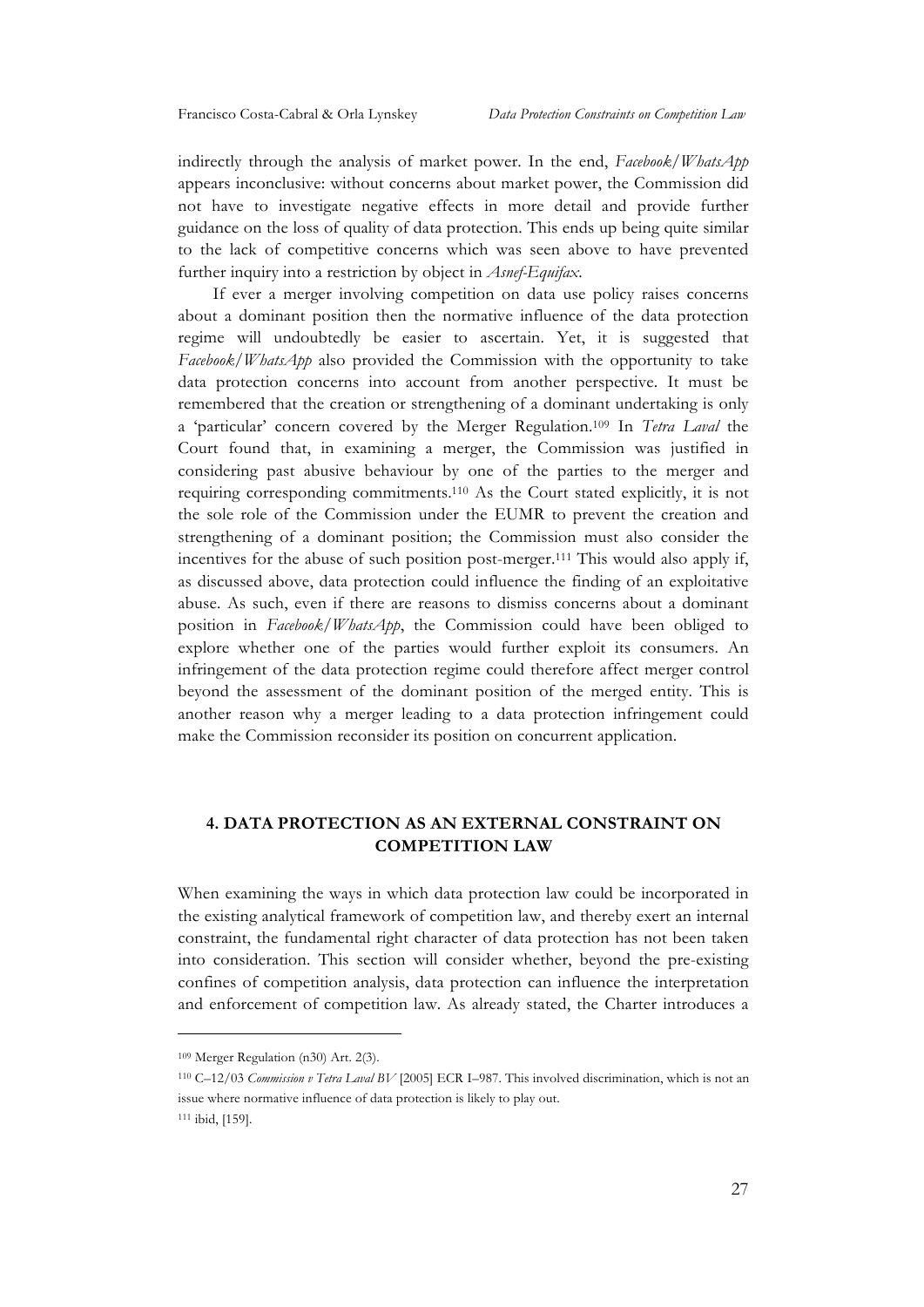indirectly through the analysis of market power. In the end, *Facebook/WhatsApp* appears inconclusive: without concerns about market power, the Commission did not have to investigate negative effects in more detail and provide further guidance on the loss of quality of data protection. This ends up being quite similar to the lack of competitive concerns which was seen above to have prevented further inquiry into a restriction by object in *Asnef-Equifax*.

If ever a merger involving competition on data use policy raises concerns about a dominant position then the normative influence of the data protection regime will undoubtedly be easier to ascertain. Yet, it is suggested that *Facebook/WhatsApp* also provided the Commission with the opportunity to take data protection concerns into account from another perspective. It must be remembered that the creation or strengthening of a dominant undertaking is only a 'particular' concern covered by the Merger Regulation.[109] In *Tetra Laval* the Court found that, in examining a merger, the Commission was justified in considering past abusive behaviour by one of the parties to the merger and requiring corresponding commitments.[110] As the Court stated explicitly, it is not the sole role of the Commission under the EUMR to prevent the creation and strengthening of a dominant position; the Commission must also consider the incentives for the abuse of such position post-merger.[111] This would also apply if, as discussed above, data protection could influence the finding of an exploitative abuse. As such, even if there are reasons to dismiss concerns about a dominant position in *Facebook/WhatsApp*, the Commission could have been obliged to explore whether one of the parties would further exploit its consumers. An infringement of the data protection regime could therefore affect merger control beyond the assessment of the dominant position of the merged entity. This is another reason why a merger leading to a data protection infringement could make the Commission reconsider its position on concurrent application.

## 4. DATA PROTECTION AS AN EXTERNAL CONSTRAINT ON COMPETITION LAW

When examining the ways in which data protection law could be incorporated in the existing analytical framework of competition law, and thereby exert an internal constraint, the fundamental right character of data protection has not been taken into consideration. This section will consider whether, beyond the pre-existing confines of competition analysis, data protection can influence the interpretation and enforcement of competition law. As already stated, the Charter introduces a

---

[109] Merger Regulation (n30) Art. 2(3).

[110] C–12/03 *Commission v Tetra Laval BV* [2005] ECR I–987. This involved discrimination, which is not an issue where normative influence of data protection is likely to play out.

[111] ibid, [159].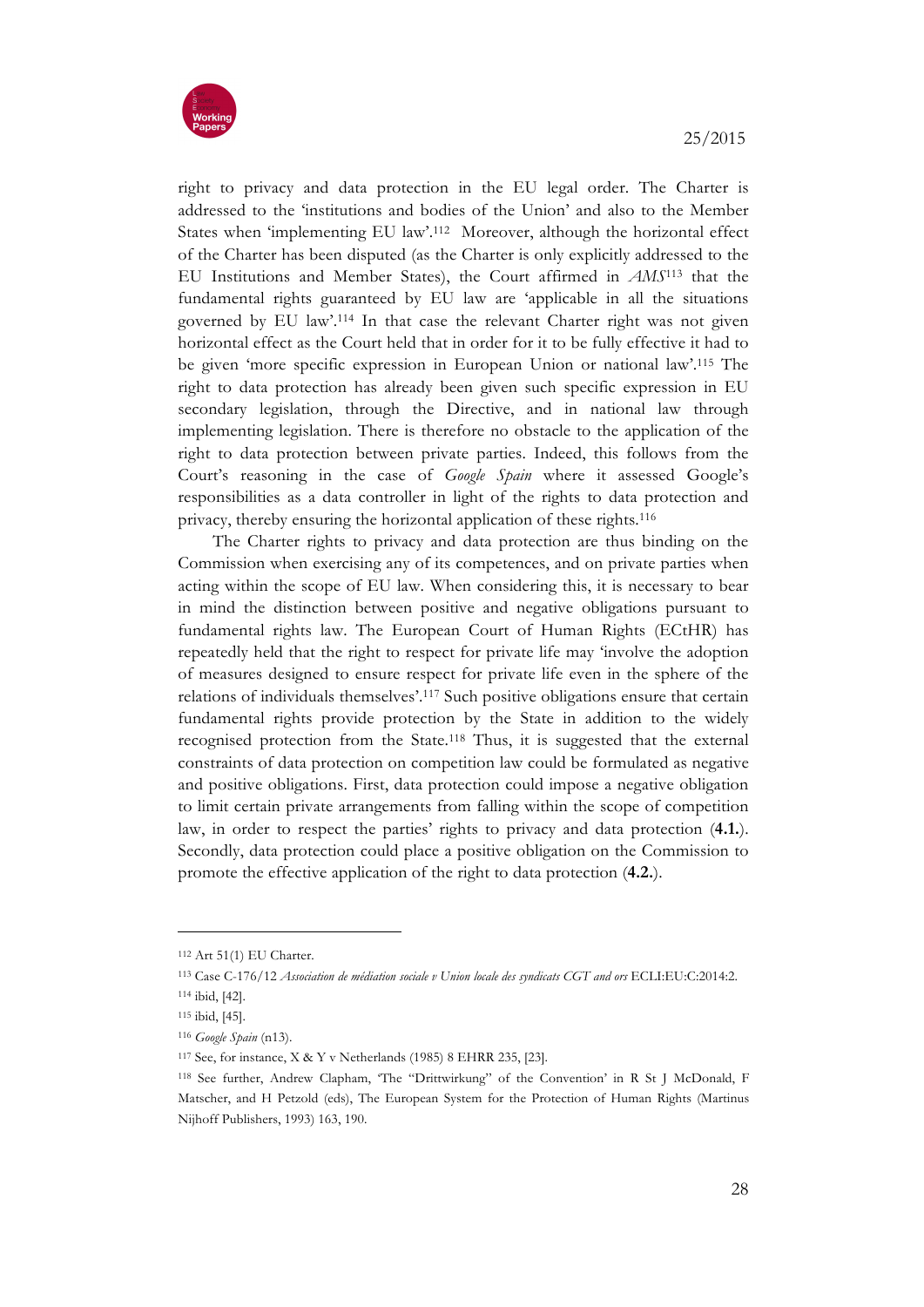right to privacy and data protection in the EU legal order. The Charter is addressed to the 'institutions and bodies of the Union' and also to the Member States when 'implementing EU law'.[112] Moreover, although the horizontal effect of the Charter has been disputed (as the Charter is only explicitly addressed to the EU Institutions and Member States), the Court affirmed in *AMS*[113] that the fundamental rights guaranteed by EU law are 'applicable in all the situations governed by EU law'.[114] In that case the relevant Charter right was not given horizontal effect as the Court held that in order for it to be fully effective it had to be given 'more specific expression in European Union or national law'.[115] The right to data protection has already been given such specific expression in EU secondary legislation, through the Directive, and in national law through implementing legislation. There is therefore no obstacle to the application of the right to data protection between private parties. Indeed, this follows from the Court's reasoning in the case of *Google Spain* where it assessed Google's responsibilities as a data controller in light of the rights to data protection and privacy, thereby ensuring the horizontal application of these rights.[116]

The Charter rights to privacy and data protection are thus binding on the Commission when exercising any of its competences, and on private parties when acting within the scope of EU law. When considering this, it is necessary to bear in mind the distinction between positive and negative obligations pursuant to fundamental rights law. The European Court of Human Rights (ECtHR) has repeatedly held that the right to respect for private life may 'involve the adoption of measures designed to ensure respect for private life even in the sphere of the relations of individuals themselves'.[117] Such positive obligations ensure that certain fundamental rights provide protection by the State in addition to the widely recognised protection from the State.[118] Thus, it is suggested that the external constraints of data protection on competition law could be formulated as negative and positive obligations. First, data protection could impose a negative obligation to limit certain private arrangements from falling within the scope of competition law, in order to respect the parties' rights to privacy and data protection (**4.1.**). Secondly, data protection could place a positive obligation on the Commission to promote the effective application of the right to data protection (**4.2.**).

---

[112] Art 51(1) EU Charter.

[113] Case C-176/12 *Association de médiation sociale v Union locale des syndicats CGT and ors* ECLI:EU:C:2014:2.

[114] ibid, [42].

[115] ibid, [45].

[116] *Google Spain* (n13).

[117] See, for instance, X & Y v Netherlands (1985) 8 EHRR 235, [23].

[118] See further, Andrew Clapham, 'The "Drittwirkung" of the Convention' in R St J McDonald, F Matscher, and H Petzold (eds), The European System for the Protection of Human Rights (Martinus Nijhoff Publishers, 1993) 163, 190.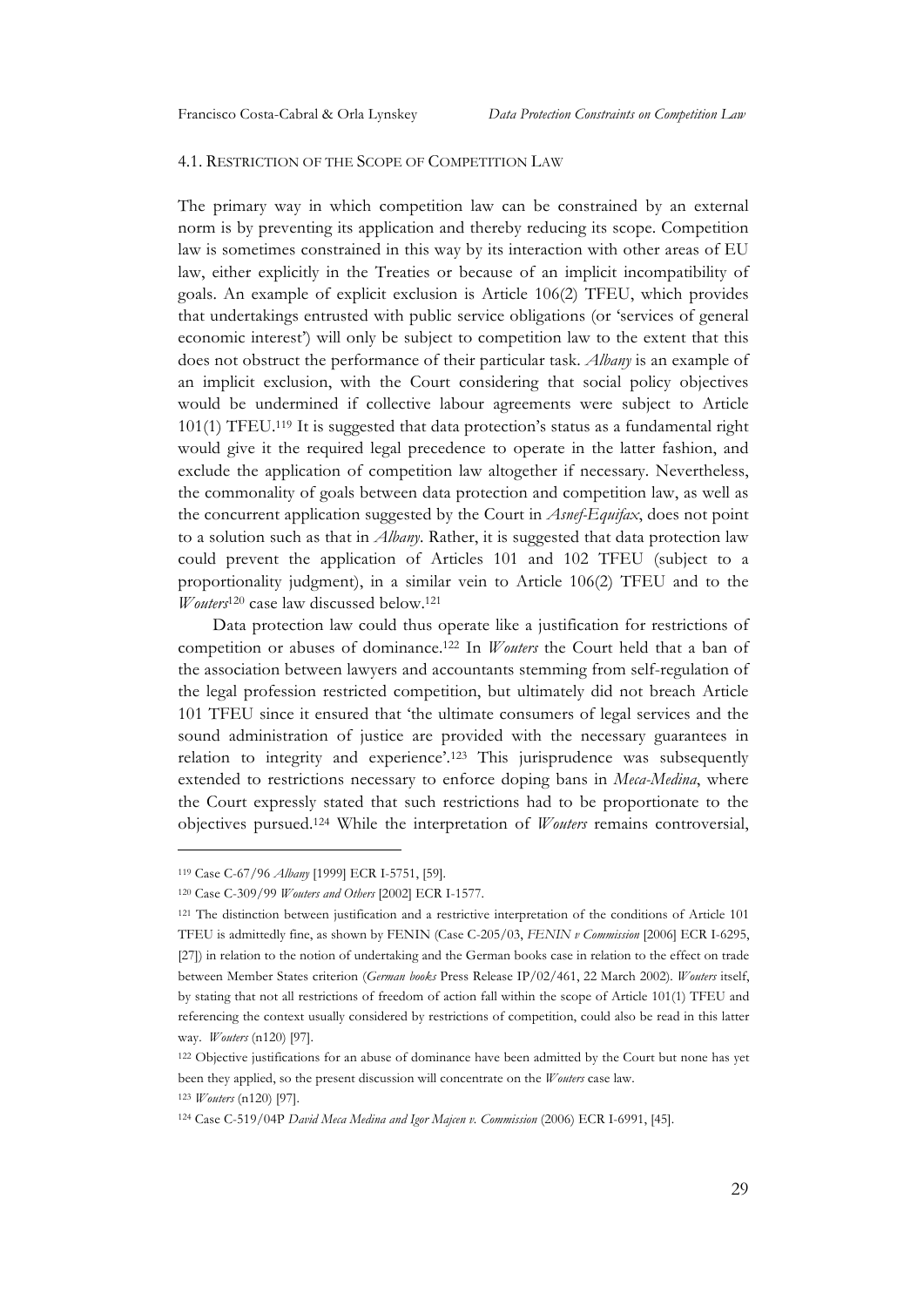### 4.1. RESTRICTION OF THE SCOPE OF COMPETITION LAW

The primary way in which competition law can be constrained by an external norm is by preventing its application and thereby reducing its scope. Competition law is sometimes constrained in this way by its interaction with other areas of EU law, either explicitly in the Treaties or because of an implicit incompatibility of goals. An example of explicit exclusion is Article 106(2) TFEU, which provides that undertakings entrusted with public service obligations (or 'services of general economic interest') will only be subject to competition law to the extent that this does not obstruct the performance of their particular task. *Albany* is an example of an implicit exclusion, with the Court considering that social policy objectives would be undermined if collective labour agreements were subject to Article 101(1) TFEU.[119] It is suggested that data protection's status as a fundamental right would give it the required legal precedence to operate in the latter fashion, and exclude the application of competition law altogether if necessary. Nevertheless, the commonality of goals between data protection and competition law, as well as the concurrent application suggested by the Court in *Asnef-Equifax*, does not point to a solution such as that in *Albany*. Rather, it is suggested that data protection law could prevent the application of Articles 101 and 102 TFEU (subject to a proportionality judgment), in a similar vein to Article 106(2) TFEU and to the *Wouters*[120] case law discussed below.[121]

Data protection law could thus operate like a justification for restrictions of competition or abuses of dominance.[122] In *Wouters* the Court held that a ban of the association between lawyers and accountants stemming from self-regulation of the legal profession restricted competition, but ultimately did not breach Article 101 TFEU since it ensured that 'the ultimate consumers of legal services and the sound administration of justice are provided with the necessary guarantees in relation to integrity and experience'.[123] This jurisprudence was subsequently extended to restrictions necessary to enforce doping bans in *Meca-Medina*, where the Court expressly stated that such restrictions had to be proportionate to the objectives pursued.[124] While the interpretation of *Wouters* remains controversial,

---

[119] Case C-67/96 *Albany* [1999] ECR I-5751, [59].

[120] Case C-309/99 *Wouters and Others* [2002] ECR I-1577.

[121] The distinction between justification and a restrictive interpretation of the conditions of Article 101 TFEU is admittedly fine, as shown by FENIN (Case C-205/03, *FENIN v Commission* [2006] ECR I-6295, [27]) in relation to the notion of undertaking and the German books case in relation to the effect on trade between Member States criterion (*German books* Press Release IP/02/461, 22 March 2002). *Wouters* itself, by stating that not all restrictions of freedom of action fall within the scope of Article 101(1) TFEU and referencing the context usually considered by restrictions of competition, could also be read in this latter way. *Wouters* (n120) [97].

[122] Objective justifications for an abuse of dominance have been admitted by the Court but none has yet been they applied, so the present discussion will concentrate on the *Wouters* case law.

[123] *Wouters* (n120) [97].

[124] Case C-519/04P *David Meca Medina and Igor Majcen v. Commission* (2006) ECR I-6991, [45].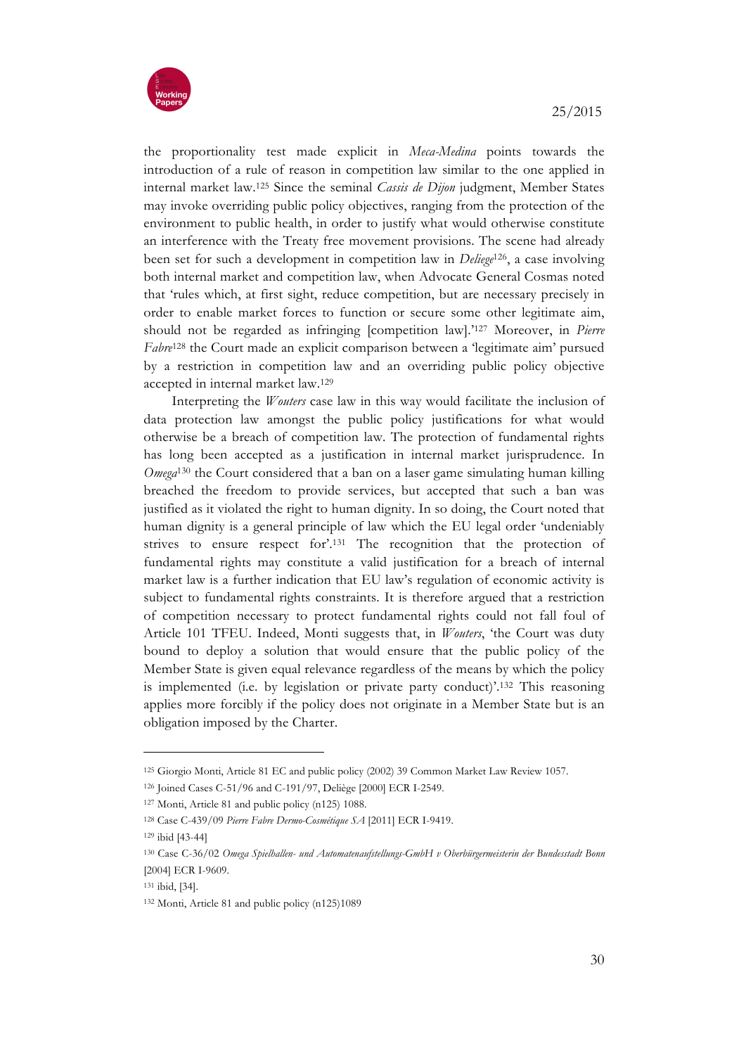the proportionality test made explicit in *Meca-Medina* points towards the introduction of a rule of reason in competition law similar to the one applied in internal market law.[125] Since the seminal *Cassis de Dijon* judgment, Member States may invoke overriding public policy objectives, ranging from the protection of the environment to public health, in order to justify what would otherwise constitute an interference with the Treaty free movement provisions. The scene had already been set for such a development in competition law in *Deliege*[126], a case involving both internal market and competition law, when Advocate General Cosmas noted that 'rules which, at first sight, reduce competition, but are necessary precisely in order to enable market forces to function or secure some other legitimate aim, should not be regarded as infringing [competition law].'[127] Moreover, in *Pierre Fabre*[128] the Court made an explicit comparison between a 'legitimate aim' pursued by a restriction in competition law and an overriding public policy objective accepted in internal market law.[129]

Interpreting the *Wouters* case law in this way would facilitate the inclusion of data protection law amongst the public policy justifications for what would otherwise be a breach of competition law. The protection of fundamental rights has long been accepted as a justification in internal market jurisprudence. In *Omega*[130] the Court considered that a ban on a laser game simulating human killing breached the freedom to provide services, but accepted that such a ban was justified as it violated the right to human dignity. In so doing, the Court noted that human dignity is a general principle of law which the EU legal order 'undeniably strives to ensure respect for'.[131] The recognition that the protection of fundamental rights may constitute a valid justification for a breach of internal market law is a further indication that EU law's regulation of economic activity is subject to fundamental rights constraints. It is therefore argued that a restriction of competition necessary to protect fundamental rights could not fall foul of Article 101 TFEU. Indeed, Monti suggests that, in *Wouters*, 'the Court was duty bound to deploy a solution that would ensure that the public policy of the Member State is given equal relevance regardless of the means by which the policy is implemented (i.e. by legislation or private party conduct)'.[132] This reasoning applies more forcibly if the policy does not originate in a Member State but is an obligation imposed by the Charter.

---

[125] Giorgio Monti, Article 81 EC and public policy (2002) 39 Common Market Law Review 1057.

[126] Joined Cases C-51/96 and C-191/97, Deliège [2000] ECR I-2549.

[127] Monti, Article 81 and public policy (n125) 1088.

[128] Case C-439/09 *Pierre Fabre Dermo-Cosmétique SA* [2011] ECR I-9419.

[129] ibid [43-44]

[130] Case C-36/02 *Omega Spielhallen- und Automatenaufstellungs-GmbH v Oberbürgermeisterin der Bundesstadt Bonn* [2004] ECR I-9609.

[131] ibid, [34].

[132] Monti, Article 81 and public policy (n125)1089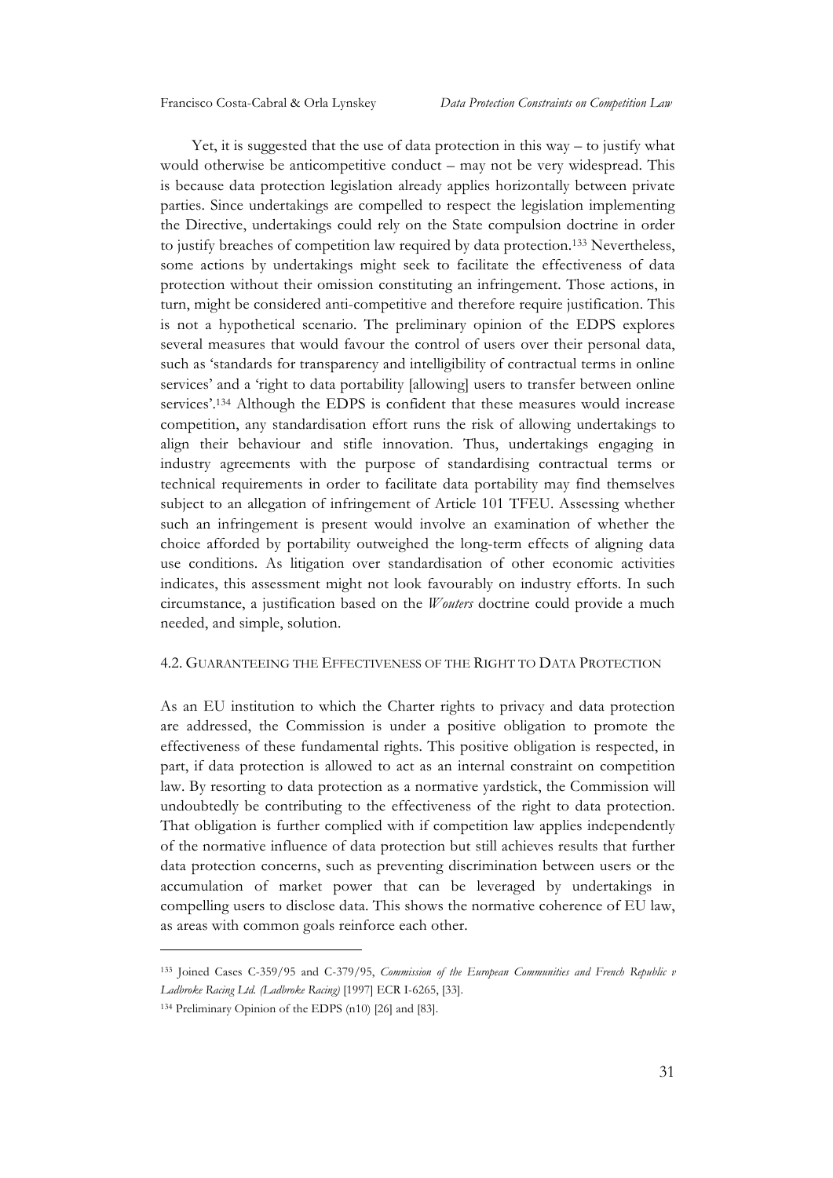Yet, it is suggested that the use of data protection in this way – to justify what would otherwise be anticompetitive conduct – may not be very widespread. This is because data protection legislation already applies horizontally between private parties. Since undertakings are compelled to respect the legislation implementing the Directive, undertakings could rely on the State compulsion doctrine in order to justify breaches of competition law required by data protection.[133] Nevertheless, some actions by undertakings might seek to facilitate the effectiveness of data protection without their omission constituting an infringement. Those actions, in turn, might be considered anti-competitive and therefore require justification. This is not a hypothetical scenario. The preliminary opinion of the EDPS explores several measures that would favour the control of users over their personal data, such as 'standards for transparency and intelligibility of contractual terms in online services' and a 'right to data portability [allowing] users to transfer between online services'.[134] Although the EDPS is confident that these measures would increase competition, any standardisation effort runs the risk of allowing undertakings to align their behaviour and stifle innovation. Thus, undertakings engaging in industry agreements with the purpose of standardising contractual terms or technical requirements in order to facilitate data portability may find themselves subject to an allegation of infringement of Article 101 TFEU. Assessing whether such an infringement is present would involve an examination of whether the choice afforded by portability outweighed the long-term effects of aligning data use conditions. As litigation over standardisation of other economic activities indicates, this assessment might not look favourably on industry efforts. In such circumstance, a justification based on the *Wouters* doctrine could provide a much needed, and simple, solution.

### 4.2. Guaranteeing the Effectiveness of the Right to Data Protection

As an EU institution to which the Charter rights to privacy and data protection are addressed, the Commission is under a positive obligation to promote the effectiveness of these fundamental rights. This positive obligation is respected, in part, if data protection is allowed to act as an internal constraint on competition law. By resorting to data protection as a normative yardstick, the Commission will undoubtedly be contributing to the effectiveness of the right to data protection. That obligation is further complied with if competition law applies independently of the normative influence of data protection but still achieves results that further data protection concerns, such as preventing discrimination between users or the accumulation of market power that can be leveraged by undertakings in compelling users to disclose data. This shows the normative coherence of EU law, as areas with common goals reinforce each other.

---

[133] Joined Cases C-359/95 and C-379/95, *Commission of the European Communities and French Republic v Ladbroke Racing Ltd. (Ladbroke Racing)* [1997] ECR I-6265, [33].

[134] Preliminary Opinion of the EDPS (n10) [26] and [83].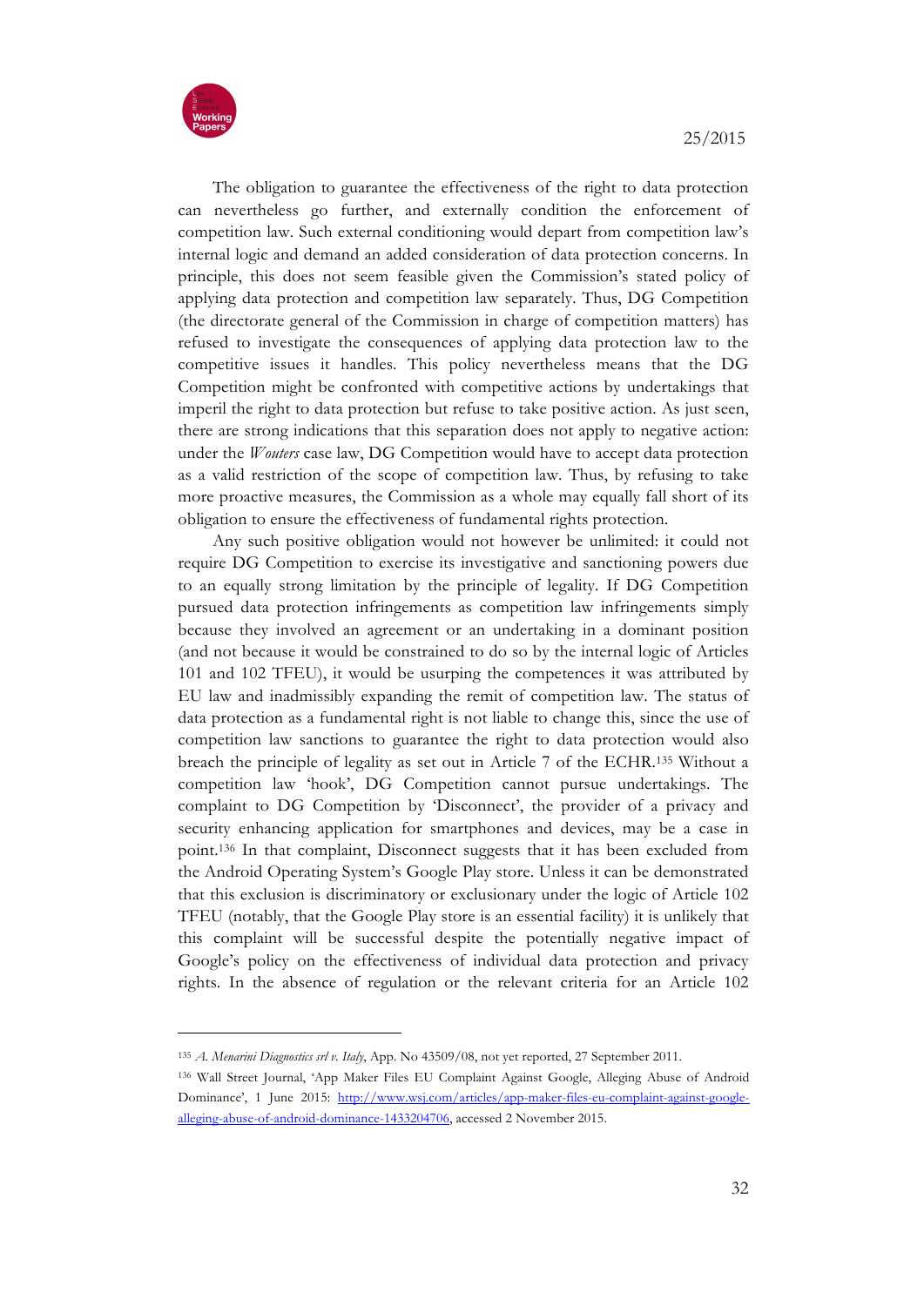The obligation to guarantee the effectiveness of the right to data protection can nevertheless go further, and externally condition the enforcement of competition law. Such external conditioning would depart from competition law's internal logic and demand an added consideration of data protection concerns. In principle, this does not seem feasible given the Commission's stated policy of applying data protection and competition law separately. Thus, DG Competition (the directorate general of the Commission in charge of competition matters) has refused to investigate the consequences of applying data protection law to the competitive issues it handles. This policy nevertheless means that the DG Competition might be confronted with competitive actions by undertakings that imperil the right to data protection but refuse to take positive action. As just seen, there are strong indications that this separation does not apply to negative action: under the *Wouters* case law, DG Competition would have to accept data protection as a valid restriction of the scope of competition law. Thus, by refusing to take more proactive measures, the Commission as a whole may equally fall short of its obligation to ensure the effectiveness of fundamental rights protection.

Any such positive obligation would not however be unlimited: it could not require DG Competition to exercise its investigative and sanctioning powers due to an equally strong limitation by the principle of legality. If DG Competition pursued data protection infringements as competition law infringements simply because they involved an agreement or an undertaking in a dominant position (and not because it would be constrained to do so by the internal logic of Articles 101 and 102 TFEU), it would be usurping the competences it was attributed by EU law and inadmissibly expanding the remit of competition law. The status of data protection as a fundamental right is not liable to change this, since the use of competition law sanctions to guarantee the right to data protection would also breach the principle of legality as set out in Article 7 of the ECHR.[135] Without a competition law 'hook', DG Competition cannot pursue undertakings. The complaint to DG Competition by 'Disconnect', the provider of a privacy and security enhancing application for smartphones and devices, may be a case in point.[136] In that complaint, Disconnect suggests that it has been excluded from the Android Operating System's Google Play store. Unless it can be demonstrated that this exclusion is discriminatory or exclusionary under the logic of Article 102 TFEU (notably, that the Google Play store is an essential facility) it is unlikely that this complaint will be successful despite the potentially negative impact of Google's policy on the effectiveness of individual data protection and privacy rights. In the absence of regulation or the relevant criteria for an Article 102

---

[135] *A. Menarini Diagnostics srl v. Italy*, App. No 43509/08, not yet reported, 27 September 2011.

[136] Wall Street Journal, 'App Maker Files EU Complaint Against Google, Alleging Abuse of Android Dominance', 1 June 2015: http://www.wsj.com/articles/app-maker-files-eu-complaint-against-google-alleging-abuse-of-android-dominance-1433204706, accessed 2 November 2015.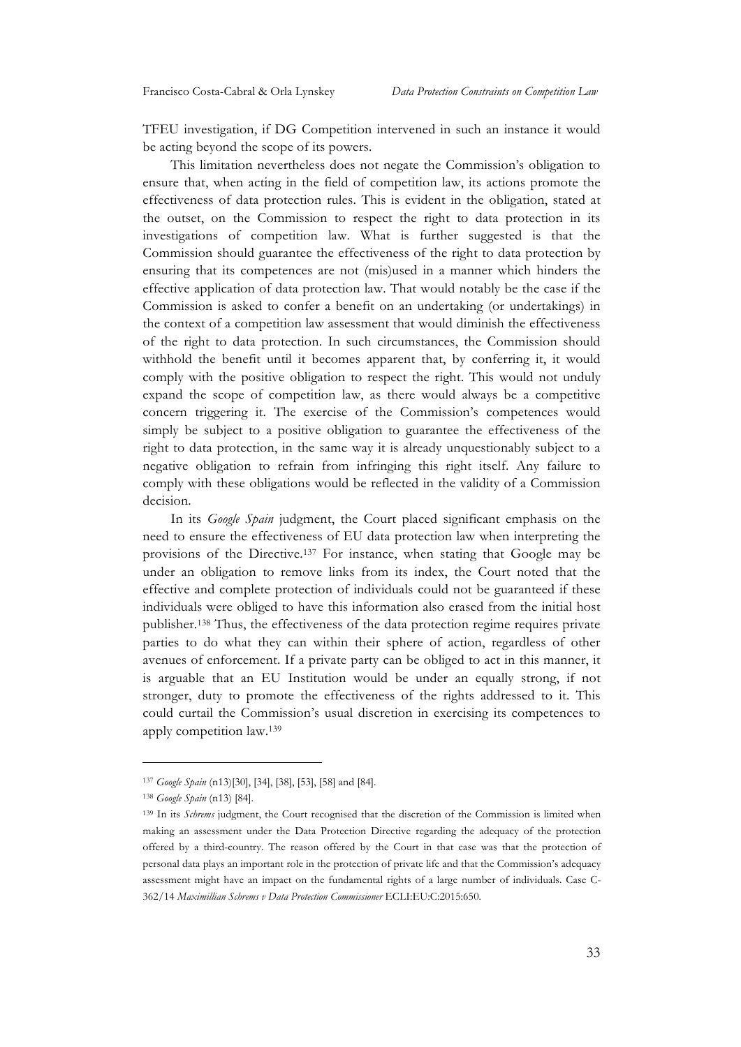TFEU investigation, if DG Competition intervened in such an instance it would be acting beyond the scope of its powers.

This limitation nevertheless does not negate the Commission's obligation to ensure that, when acting in the field of competition law, its actions promote the effectiveness of data protection rules. This is evident in the obligation, stated at the outset, on the Commission to respect the right to data protection in its investigations of competition law. What is further suggested is that the Commission should guarantee the effectiveness of the right to data protection by ensuring that its competences are not (mis)used in a manner which hinders the effective application of data protection law. That would notably be the case if the Commission is asked to confer a benefit on an undertaking (or undertakings) in the context of a competition law assessment that would diminish the effectiveness of the right to data protection. In such circumstances, the Commission should withhold the benefit until it becomes apparent that, by conferring it, it would comply with the positive obligation to respect the right. This would not unduly expand the scope of competition law, as there would always be a competitive concern triggering it. The exercise of the Commission's competences would simply be subject to a positive obligation to guarantee the effectiveness of the right to data protection, in the same way it is already unquestionably subject to a negative obligation to refrain from infringing this right itself. Any failure to comply with these obligations would be reflected in the validity of a Commission decision.

In its *Google Spain* judgment, the Court placed significant emphasis on the need to ensure the effectiveness of EU data protection law when interpreting the provisions of the Directive.[137] For instance, when stating that Google may be under an obligation to remove links from its index, the Court noted that the effective and complete protection of individuals could not be guaranteed if these individuals were obliged to have this information also erased from the initial host publisher.[138] Thus, the effectiveness of the data protection regime requires private parties to do what they can within their sphere of action, regardless of other avenues of enforcement. If a private party can be obliged to act in this manner, it is arguable that an EU Institution would be under an equally strong, if not stronger, duty to promote the effectiveness of the rights addressed to it. This could curtail the Commission's usual discretion in exercising its competences to apply competition law.[139]

---

[137] *Google Spain* (n13)[30], [34], [38], [53], [58] and [84].

[138] *Google Spain* (n13) [84].

[139] In its *Schrems* judgment, the Court recognised that the discretion of the Commission is limited when making an assessment under the Data Protection Directive regarding the adequacy of the protection offered by a third-country. The reason offered by the Court in that case was that the protection of personal data plays an important role in the protection of private life and that the Commission's adequacy assessment might have an impact on the fundamental rights of a large number of individuals. Case C-362/14 *Maximillian Schrems v Data Protection Commissioner* ECLI:EU:C:2015:650.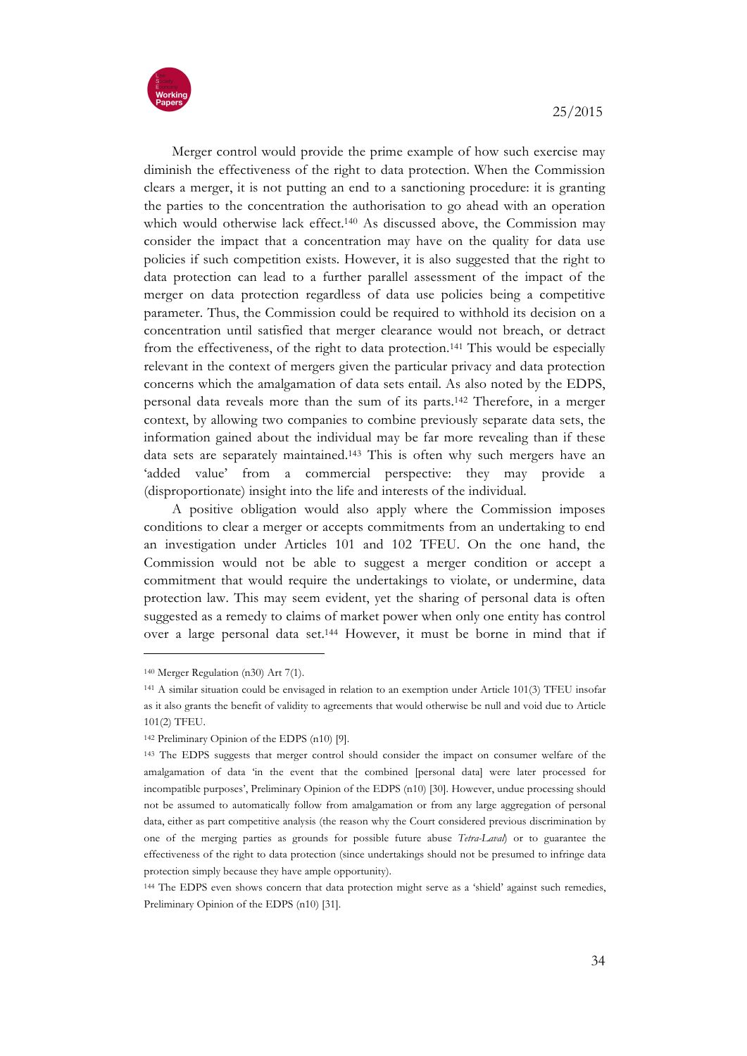Merger control would provide the prime example of how such exercise may diminish the effectiveness of the right to data protection. When the Commission clears a merger, it is not putting an end to a sanctioning procedure: it is granting the parties to the concentration the authorisation to go ahead with an operation which would otherwise lack effect.[140] As discussed above, the Commission may consider the impact that a concentration may have on the quality for data use policies if such competition exists. However, it is also suggested that the right to data protection can lead to a further parallel assessment of the impact of the merger on data protection regardless of data use policies being a competitive parameter. Thus, the Commission could be required to withhold its decision on a concentration until satisfied that merger clearance would not breach, or detract from the effectiveness, of the right to data protection.[141] This would be especially relevant in the context of mergers given the particular privacy and data protection concerns which the amalgamation of data sets entail. As also noted by the EDPS, personal data reveals more than the sum of its parts.[142] Therefore, in a merger context, by allowing two companies to combine previously separate data sets, the information gained about the individual may be far more revealing than if these data sets are separately maintained.[143] This is often why such mergers have an 'added value' from a commercial perspective: they may provide a (disproportionate) insight into the life and interests of the individual.

A positive obligation would also apply where the Commission imposes conditions to clear a merger or accepts commitments from an undertaking to end an investigation under Articles 101 and 102 TFEU. On the one hand, the Commission would not be able to suggest a merger condition or accept a commitment that would require the undertakings to violate, or undermine, data protection law. This may seem evident, yet the sharing of personal data is often suggested as a remedy to claims of market power when only one entity has control over a large personal data set.[144] However, it must be borne in mind that if

---

[140] Merger Regulation (n30) Art 7(1).

[141] A similar situation could be envisaged in relation to an exemption under Article 101(3) TFEU insofar as it also grants the benefit of validity to agreements that would otherwise be null and void due to Article 101(2) TFEU.

[142] Preliminary Opinion of the EDPS (n10) [9].

[143] The EDPS suggests that merger control should consider the impact on consumer welfare of the amalgamation of data 'in the event that the combined [personal data] were later processed for incompatible purposes', Preliminary Opinion of the EDPS (n10) [30]. However, undue processing should not be assumed to automatically follow from amalgamation or from any large aggregation of personal data, either as part competitive analysis (the reason why the Court considered previous discrimination by one of the merging parties as grounds for possible future abuse *Tetra-Laval*) or to guarantee the effectiveness of the right to data protection (since undertakings should not be presumed to infringe data protection simply because they have ample opportunity).

[144] The EDPS even shows concern that data protection might serve as a 'shield' against such remedies, Preliminary Opinion of the EDPS (n10) [31].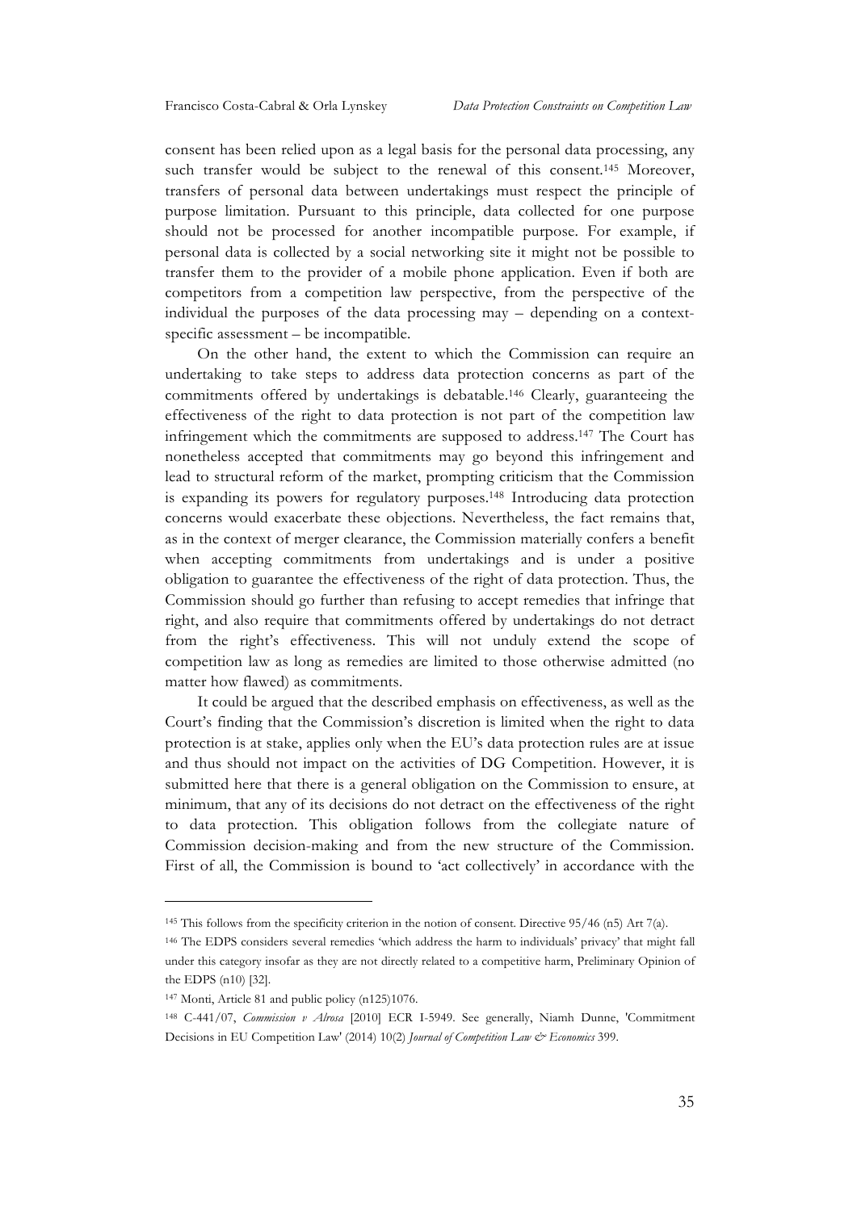consent has been relied upon as a legal basis for the personal data processing, any such transfer would be subject to the renewal of this consent.[145] Moreover, transfers of personal data between undertakings must respect the principle of purpose limitation. Pursuant to this principle, data collected for one purpose should not be processed for another incompatible purpose. For example, if personal data is collected by a social networking site it might not be possible to transfer them to the provider of a mobile phone application. Even if both are competitors from a competition law perspective, from the perspective of the individual the purposes of the data processing may – depending on a context-specific assessment – be incompatible.

On the other hand, the extent to which the Commission can require an undertaking to take steps to address data protection concerns as part of the commitments offered by undertakings is debatable.[146] Clearly, guaranteeing the effectiveness of the right to data protection is not part of the competition law infringement which the commitments are supposed to address.[147] The Court has nonetheless accepted that commitments may go beyond this infringement and lead to structural reform of the market, prompting criticism that the Commission is expanding its powers for regulatory purposes.[148] Introducing data protection concerns would exacerbate these objections. Nevertheless, the fact remains that, as in the context of merger clearance, the Commission materially confers a benefit when accepting commitments from undertakings and is under a positive obligation to guarantee the effectiveness of the right of data protection. Thus, the Commission should go further than refusing to accept remedies that infringe that right, and also require that commitments offered by undertakings do not detract from the right's effectiveness. This will not unduly extend the scope of competition law as long as remedies are limited to those otherwise admitted (no matter how flawed) as commitments.

It could be argued that the described emphasis on effectiveness, as well as the Court's finding that the Commission's discretion is limited when the right to data protection is at stake, applies only when the EU's data protection rules are at issue and thus should not impact on the activities of DG Competition. However, it is submitted here that there is a general obligation on the Commission to ensure, at minimum, that any of its decisions do not detract on the effectiveness of the right to data protection. This obligation follows from the collegiate nature of Commission decision-making and from the new structure of the Commission. First of all, the Commission is bound to 'act collectively' in accordance with the

---

[145] This follows from the specificity criterion in the notion of consent. Directive 95/46 (n5) Art 7(a).

[146] The EDPS considers several remedies 'which address the harm to individuals' privacy' that might fall under this category insofar as they are not directly related to a competitive harm, Preliminary Opinion of the EDPS (n10) [32].

[147] Monti, Article 81 and public policy (n125)1076.

[148] C-441/07, *Commission v Alrosa* [2010] ECR I-5949. See generally, Niamh Dunne, 'Commitment Decisions in EU Competition Law' (2014) 10(2) *Journal of Competition Law & Economics* 399.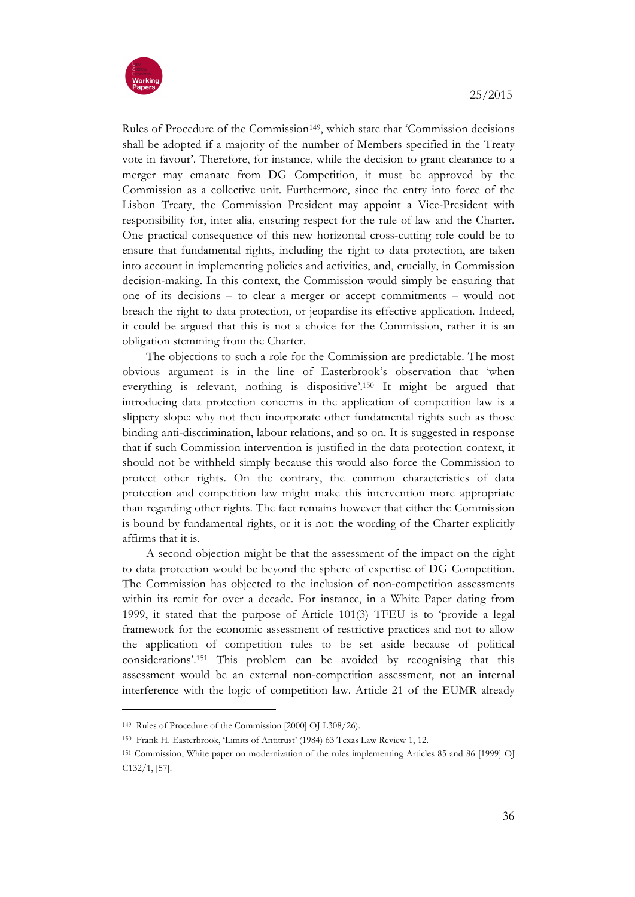Rules of Procedure of the Commission[149], which state that 'Commission decisions shall be adopted if a majority of the number of Members specified in the Treaty vote in favour'. Therefore, for instance, while the decision to grant clearance to a merger may emanate from DG Competition, it must be approved by the Commission as a collective unit. Furthermore, since the entry into force of the Lisbon Treaty, the Commission President may appoint a Vice-President with responsibility for, inter alia, ensuring respect for the rule of law and the Charter. One practical consequence of this new horizontal cross-cutting role could be to ensure that fundamental rights, including the right to data protection, are taken into account in implementing policies and activities, and, crucially, in Commission decision-making. In this context, the Commission would simply be ensuring that one of its decisions – to clear a merger or accept commitments – would not breach the right to data protection, or jeopardise its effective application. Indeed, it could be argued that this is not a choice for the Commission, rather it is an obligation stemming from the Charter.

The objections to such a role for the Commission are predictable. The most obvious argument is in the line of Easterbrook's observation that 'when everything is relevant, nothing is dispositive'.[150] It might be argued that introducing data protection concerns in the application of competition law is a slippery slope: why not then incorporate other fundamental rights such as those binding anti-discrimination, labour relations, and so on. It is suggested in response that if such Commission intervention is justified in the data protection context, it should not be withheld simply because this would also force the Commission to protect other rights. On the contrary, the common characteristics of data protection and competition law might make this intervention more appropriate than regarding other rights. The fact remains however that either the Commission is bound by fundamental rights, or it is not: the wording of the Charter explicitly affirms that it is.

A second objection might be that the assessment of the impact on the right to data protection would be beyond the sphere of expertise of DG Competition. The Commission has objected to the inclusion of non-competition assessments within its remit for over a decade. For instance, in a White Paper dating from 1999, it stated that the purpose of Article 101(3) TFEU is to 'provide a legal framework for the economic assessment of restrictive practices and not to allow the application of competition rules to be set aside because of political considerations'.[151] This problem can be avoided by recognising that this assessment would be an external non-competition assessment, not an internal interference with the logic of competition law. Article 21 of the EUMR already

---

[149] Rules of Procedure of the Commission [2000] OJ L308/26).

[150] Frank H. Easterbrook, 'Limits of Antitrust' (1984) 63 Texas Law Review 1, 12.

[151] Commission, White paper on modernization of the rules implementing Articles 85 and 86 [1999] OJ C132/1, [57].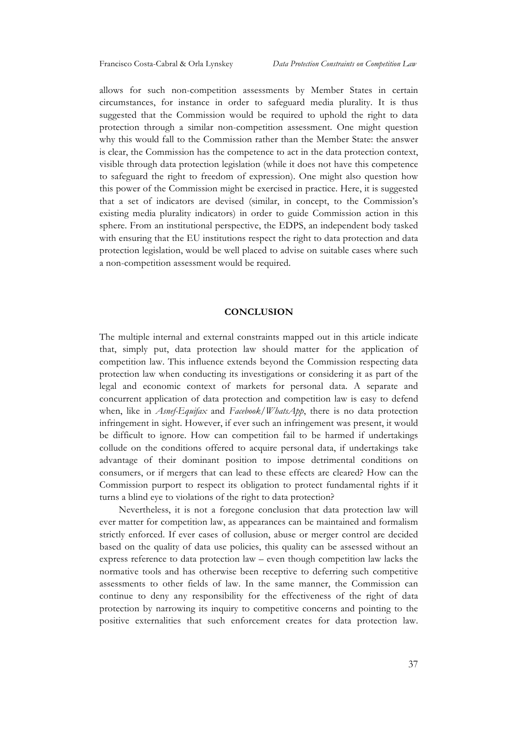allows for such non-competition assessments by Member States in certain circumstances, for instance in order to safeguard media plurality. It is thus suggested that the Commission would be required to uphold the right to data protection through a similar non-competition assessment. One might question why this would fall to the Commission rather than the Member State: the answer is clear, the Commission has the competence to act in the data protection context, visible through data protection legislation (while it does not have this competence to safeguard the right to freedom of expression). One might also question how this power of the Commission might be exercised in practice. Here, it is suggested that a set of indicators are devised (similar, in concept, to the Commission's existing media plurality indicators) in order to guide Commission action in this sphere. From an institutional perspective, the EDPS, an independent body tasked with ensuring that the EU institutions respect the right to data protection and data protection legislation, would be well placed to advise on suitable cases where such a non-competition assessment would be required.

## CONCLUSION

The multiple internal and external constraints mapped out in this article indicate that, simply put, data protection law should matter for the application of competition law. This influence extends beyond the Commission respecting data protection law when conducting its investigations or considering it as part of the legal and economic context of markets for personal data. A separate and concurrent application of data protection and competition law is easy to defend when, like in *Asnef-Equifax* and *Facebook/WhatsApp*, there is no data protection infringement in sight. However, if ever such an infringement was present, it would be difficult to ignore. How can competition fail to be harmed if undertakings collude on the conditions offered to acquire personal data, if undertakings take advantage of their dominant position to impose detrimental conditions on consumers, or if mergers that can lead to these effects are cleared? How can the Commission purport to respect its obligation to protect fundamental rights if it turns a blind eye to violations of the right to data protection?

Nevertheless, it is not a foregone conclusion that data protection law will ever matter for competition law, as appearances can be maintained and formalism strictly enforced. If ever cases of collusion, abuse or merger control are decided based on the quality of data use policies, this quality can be assessed without an express reference to data protection law – even though competition law lacks the normative tools and has otherwise been receptive to deferring such competitive assessments to other fields of law. In the same manner, the Commission can continue to deny any responsibility for the effectiveness of the right of data protection by narrowing its inquiry to competitive concerns and pointing to the positive externalities that such enforcement creates for data protection law.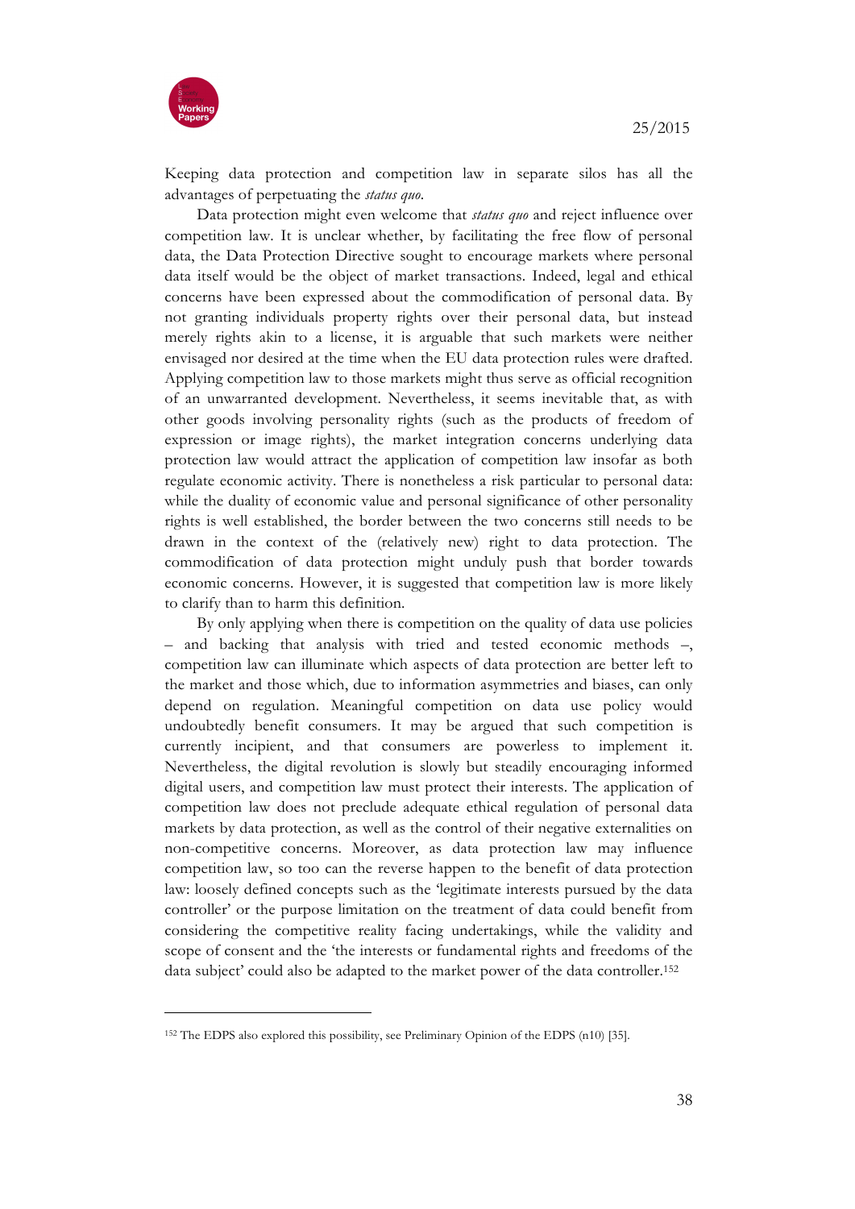Keeping data protection and competition law in separate silos has all the advantages of perpetuating the *status quo*.

Data protection might even welcome that *status quo* and reject influence over competition law. It is unclear whether, by facilitating the free flow of personal data, the Data Protection Directive sought to encourage markets where personal data itself would be the object of market transactions. Indeed, legal and ethical concerns have been expressed about the commodification of personal data. By not granting individuals property rights over their personal data, but instead merely rights akin to a license, it is arguable that such markets were neither envisaged nor desired at the time when the EU data protection rules were drafted. Applying competition law to those markets might thus serve as official recognition of an unwarranted development. Nevertheless, it seems inevitable that, as with other goods involving personality rights (such as the products of freedom of expression or image rights), the market integration concerns underlying data protection law would attract the application of competition law insofar as both regulate economic activity. There is nonetheless a risk particular to personal data: while the duality of economic value and personal significance of other personality rights is well established, the border between the two concerns still needs to be drawn in the context of the (relatively new) right to data protection. The commodification of data protection might unduly push that border towards economic concerns. However, it is suggested that competition law is more likely to clarify than to harm this definition.

By only applying when there is competition on the quality of data use policies – and backing that analysis with tried and tested economic methods –, competition law can illuminate which aspects of data protection are better left to the market and those which, due to information asymmetries and biases, can only depend on regulation. Meaningful competition on data use policy would undoubtedly benefit consumers. It may be argued that such competition is currently incipient, and that consumers are powerless to implement it. Nevertheless, the digital revolution is slowly but steadily encouraging informed digital users, and competition law must protect their interests. The application of competition law does not preclude adequate ethical regulation of personal data markets by data protection, as well as the control of their negative externalities on non-competitive concerns. Moreover, as data protection law may influence competition law, so too can the reverse happen to the benefit of data protection law: loosely defined concepts such as the 'legitimate interests pursued by the data controller' or the purpose limitation on the treatment of data could benefit from considering the competitive reality facing undertakings, while the validity and scope of consent and the 'the interests or fundamental rights and freedoms of the data subject' could also be adapted to the market power of the data controller.[152]

---

[152] The EDPS also explored this possibility, see Preliminary Opinion of the EDPS (n10) [35].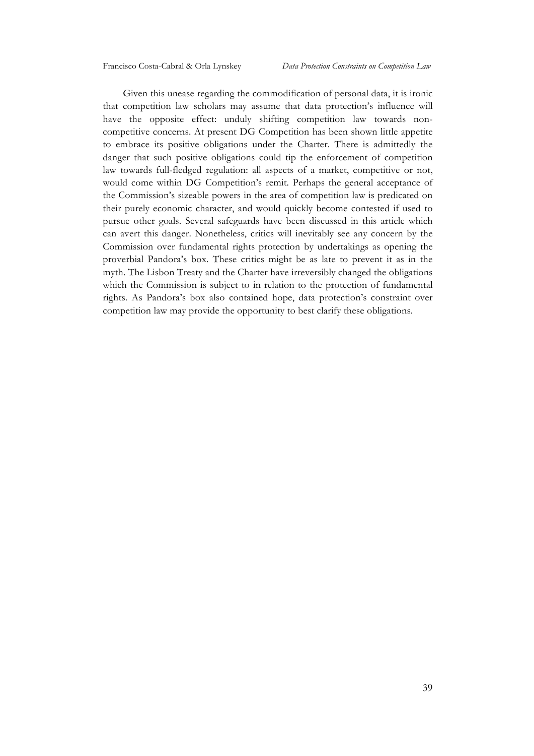Given this unease regarding the commodification of personal data, it is ironic that competition law scholars may assume that data protection's influence will have the opposite effect: unduly shifting competition law towards non-competitive concerns. At present DG Competition has been shown little appetite to embrace its positive obligations under the Charter. There is admittedly the danger that such positive obligations could tip the enforcement of competition law towards full-fledged regulation: all aspects of a market, competitive or not, would come within DG Competition's remit. Perhaps the general acceptance of the Commission's sizeable powers in the area of competition law is predicated on their purely economic character, and would quickly become contested if used to pursue other goals. Several safeguards have been discussed in this article which can avert this danger. Nonetheless, critics will inevitably see any concern by the Commission over fundamental rights protection by undertakings as opening the proverbial Pandora's box. These critics might be as late to prevent it as in the myth. The Lisbon Treaty and the Charter have irreversibly changed the obligations which the Commission is subject to in relation to the protection of fundamental rights. As Pandora's box also contained hope, data protection's constraint over competition law may provide the opportunity to best clarify these obligations.